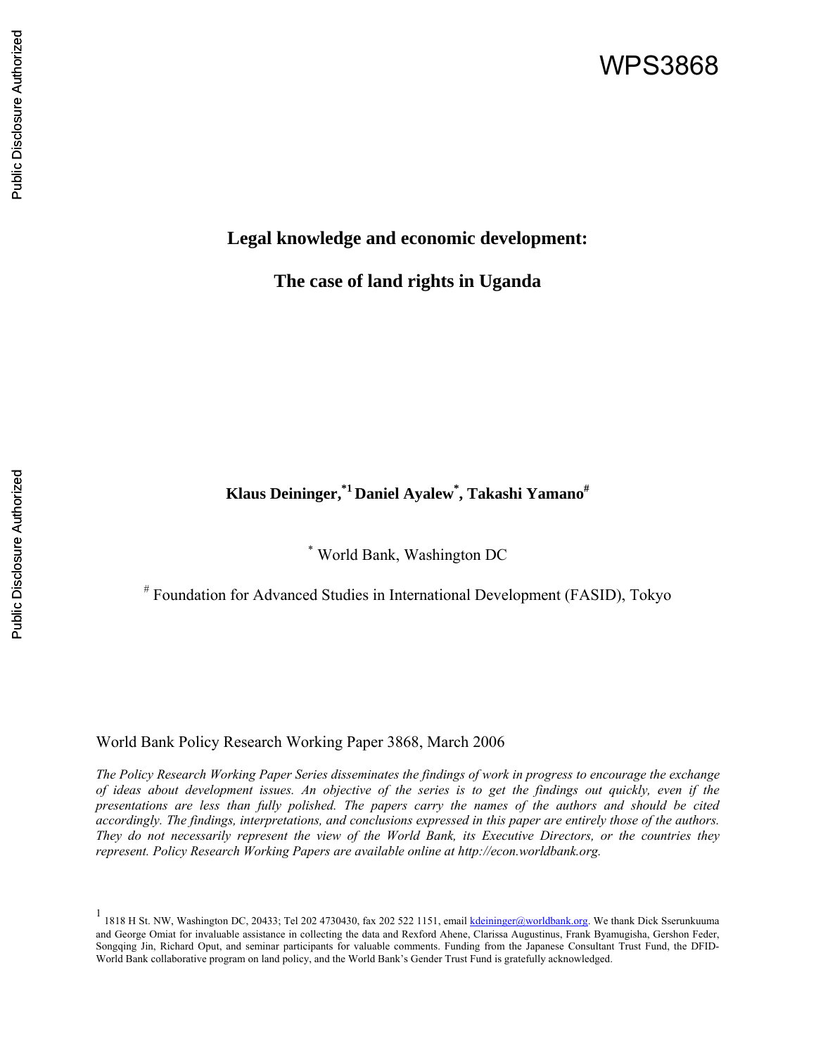WPS3868

# Legal knowledge and economic development:

# The case of land rights in Uganda

**Klaus Deininger,[*1] Daniel Ayalew[*], Takashi Yamano[#]**

[*] World Bank, Washington DC

[#] Foundation for Advanced Studies in International Development (FASID), Tokyo

World Bank Policy Research Working Paper 3868, March 2006

*The Policy Research Working Paper Series disseminates the findings of work in progress to encourage the exchange of ideas about development issues. An objective of the series is to get the findings out quickly, even if the presentations are less than fully polished. The papers carry the names of the authors and should be cited accordingly. The findings, interpretations, and conclusions expressed in this paper are entirely those of the authors. They do not necessarily represent the view of the World Bank, its Executive Directors, or the countries they represent. Policy Research Working Papers are available online at http://econ.worldbank.org.*

[1] 1818 H St. NW, Washington DC, 20433; Tel 202 4730430, fax 202 522 1151, email kdeininger@worldbank.org. We thank Dick Sserunkuuma and George Omiat for invaluable assistance in collecting the data and Rexford Ahene, Clarissa Augustinus, Frank Byamugisha, Gershon Feder, Songqing Jin, Richard Oput, and seminar participants for valuable comments. Funding from the Japanese Consultant Trust Fund, the DFID-World Bank collaborative program on land policy, and the World Bank's Gender Trust Fund is gratefully acknowledged.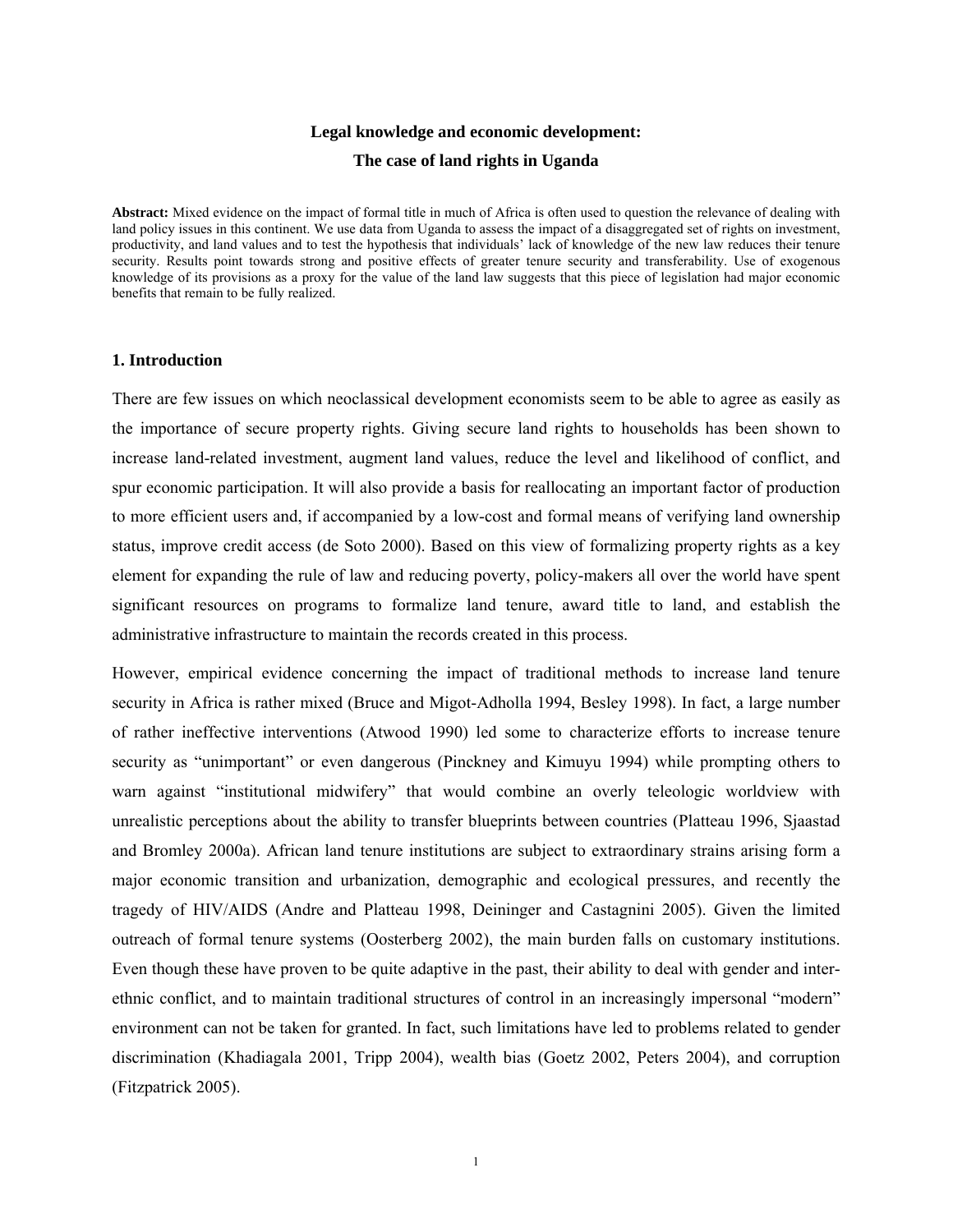**Legal knowledge and economic development:**

**The case of land rights in Uganda**

**Abstract:** Mixed evidence on the impact of formal title in much of Africa is often used to question the relevance of dealing with land policy issues in this continent. We use data from Uganda to assess the impact of a disaggregated set of rights on investment, productivity, and land values and to test the hypothesis that individuals' lack of knowledge of the new law reduces their tenure security. Results point towards strong and positive effects of greater tenure security and transferability. Use of exogenous knowledge of its provisions as a proxy for the value of the land law suggests that this piece of legislation had major economic benefits that remain to be fully realized.

## 1. Introduction

There are few issues on which neoclassical development economists seem to be able to agree as easily as the importance of secure property rights. Giving secure land rights to households has been shown to increase land-related investment, augment land values, reduce the level and likelihood of conflict, and spur economic participation. It will also provide a basis for reallocating an important factor of production to more efficient users and, if accompanied by a low-cost and formal means of verifying land ownership status, improve credit access (de Soto 2000). Based on this view of formalizing property rights as a key element for expanding the rule of law and reducing poverty, policy-makers all over the world have spent significant resources on programs to formalize land tenure, award title to land, and establish the administrative infrastructure to maintain the records created in this process.

However, empirical evidence concerning the impact of traditional methods to increase land tenure security in Africa is rather mixed (Bruce and Migot-Adholla 1994, Besley 1998). In fact, a large number of rather ineffective interventions (Atwood 1990) led some to characterize efforts to increase tenure security as "unimportant" or even dangerous (Pinckney and Kimuyu 1994) while prompting others to warn against "institutional midwifery" that would combine an overly teleologic worldview with unrealistic perceptions about the ability to transfer blueprints between countries (Platteau 1996, Sjaastad and Bromley 2000a). African land tenure institutions are subject to extraordinary strains arising form a major economic transition and urbanization, demographic and ecological pressures, and recently the tragedy of HIV/AIDS (Andre and Platteau 1998, Deininger and Castagnini 2005). Given the limited outreach of formal tenure systems (Oosterberg 2002), the main burden falls on customary institutions. Even though these have proven to be quite adaptive in the past, their ability to deal with gender and inter-ethnic conflict, and to maintain traditional structures of control in an increasingly impersonal "modern" environment can not be taken for granted. In fact, such limitations have led to problems related to gender discrimination (Khadiagala 2001, Tripp 2004), wealth bias (Goetz 2002, Peters 2004), and corruption (Fitzpatrick 2005).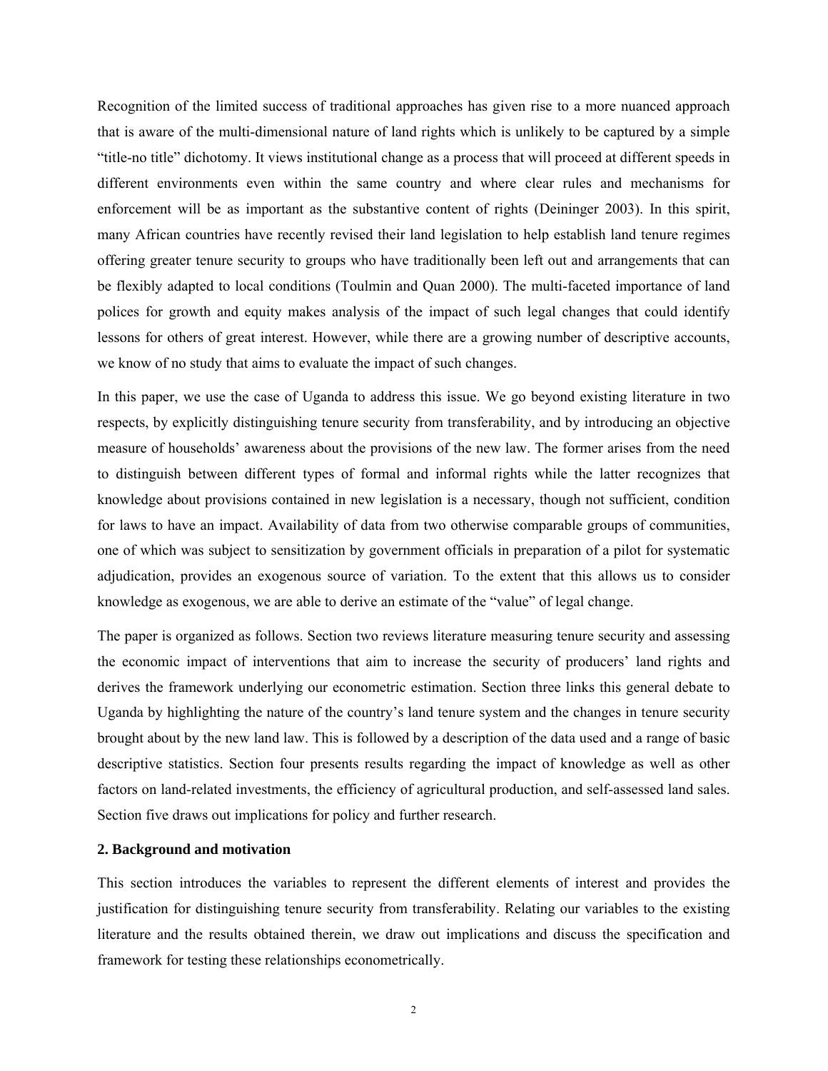Recognition of the limited success of traditional approaches has given rise to a more nuanced approach that is aware of the multi-dimensional nature of land rights which is unlikely to be captured by a simple "title-no title" dichotomy. It views institutional change as a process that will proceed at different speeds in different environments even within the same country and where clear rules and mechanisms for enforcement will be as important as the substantive content of rights (Deininger 2003). In this spirit, many African countries have recently revised their land legislation to help establish land tenure regimes offering greater tenure security to groups who have traditionally been left out and arrangements that can be flexibly adapted to local conditions (Toulmin and Quan 2000). The multi-faceted importance of land polices for growth and equity makes analysis of the impact of such legal changes that could identify lessons for others of great interest. However, while there are a growing number of descriptive accounts, we know of no study that aims to evaluate the impact of such changes.

In this paper, we use the case of Uganda to address this issue. We go beyond existing literature in two respects, by explicitly distinguishing tenure security from transferability, and by introducing an objective measure of households' awareness about the provisions of the new law. The former arises from the need to distinguish between different types of formal and informal rights while the latter recognizes that knowledge about provisions contained in new legislation is a necessary, though not sufficient, condition for laws to have an impact. Availability of data from two otherwise comparable groups of communities, one of which was subject to sensitization by government officials in preparation of a pilot for systematic adjudication, provides an exogenous source of variation. To the extent that this allows us to consider knowledge as exogenous, we are able to derive an estimate of the "value" of legal change.

The paper is organized as follows. Section two reviews literature measuring tenure security and assessing the economic impact of interventions that aim to increase the security of producers' land rights and derives the framework underlying our econometric estimation. Section three links this general debate to Uganda by highlighting the nature of the country's land tenure system and the changes in tenure security brought about by the new land law. This is followed by a description of the data used and a range of basic descriptive statistics. Section four presents results regarding the impact of knowledge as well as other factors on land-related investments, the efficiency of agricultural production, and self-assessed land sales. Section five draws out implications for policy and further research.

## 2. Background and motivation

This section introduces the variables to represent the different elements of interest and provides the justification for distinguishing tenure security from transferability. Relating our variables to the existing literature and the results obtained therein, we draw out implications and discuss the specification and framework for testing these relationships econometrically.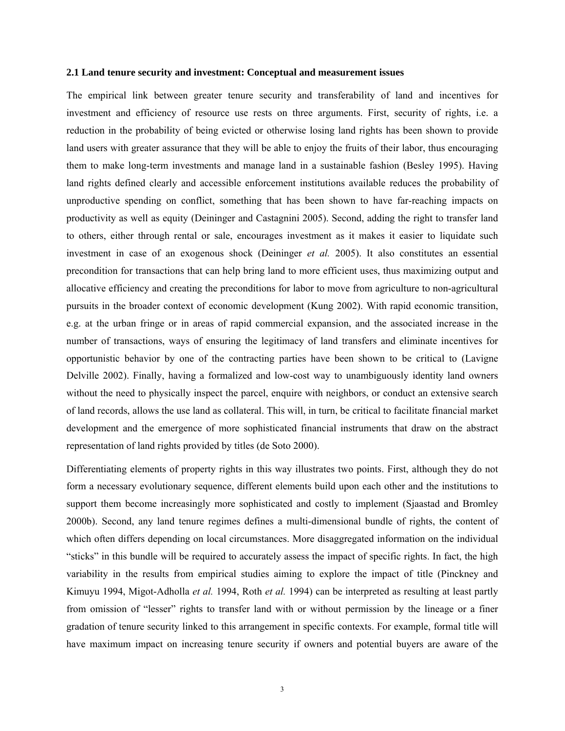### 2.1 Land tenure security and investment: Conceptual and measurement issues

The empirical link between greater tenure security and transferability of land and incentives for investment and efficiency of resource use rests on three arguments. First, security of rights, i.e. a reduction in the probability of being evicted or otherwise losing land rights has been shown to provide land users with greater assurance that they will be able to enjoy the fruits of their labor, thus encouraging them to make long-term investments and manage land in a sustainable fashion (Besley 1995). Having land rights defined clearly and accessible enforcement institutions available reduces the probability of unproductive spending on conflict, something that has been shown to have far-reaching impacts on productivity as well as equity (Deininger and Castagnini 2005). Second, adding the right to transfer land to others, either through rental or sale, encourages investment as it makes it easier to liquidate such investment in case of an exogenous shock (Deininger *et al.* 2005). It also constitutes an essential precondition for transactions that can help bring land to more efficient uses, thus maximizing output and allocative efficiency and creating the preconditions for labor to move from agriculture to non-agricultural pursuits in the broader context of economic development (Kung 2002). With rapid economic transition, e.g. at the urban fringe or in areas of rapid commercial expansion, and the associated increase in the number of transactions, ways of ensuring the legitimacy of land transfers and eliminate incentives for opportunistic behavior by one of the contracting parties have been shown to be critical to (Lavigne Delville 2002). Finally, having a formalized and low-cost way to unambiguously identity land owners without the need to physically inspect the parcel, enquire with neighbors, or conduct an extensive search of land records, allows the use land as collateral. This will, in turn, be critical to facilitate financial market development and the emergence of more sophisticated financial instruments that draw on the abstract representation of land rights provided by titles (de Soto 2000).

Differentiating elements of property rights in this way illustrates two points. First, although they do not form a necessary evolutionary sequence, different elements build upon each other and the institutions to support them become increasingly more sophisticated and costly to implement (Sjaastad and Bromley 2000b). Second, any land tenure regimes defines a multi-dimensional bundle of rights, the content of which often differs depending on local circumstances. More disaggregated information on the individual "sticks" in this bundle will be required to accurately assess the impact of specific rights. In fact, the high variability in the results from empirical studies aiming to explore the impact of title (Pinckney and Kimuyu 1994, Migot-Adholla *et al.* 1994, Roth *et al.* 1994) can be interpreted as resulting at least partly from omission of "lesser" rights to transfer land with or without permission by the lineage or a finer gradation of tenure security linked to this arrangement in specific contexts. For example, formal title will have maximum impact on increasing tenure security if owners and potential buyers are aware of the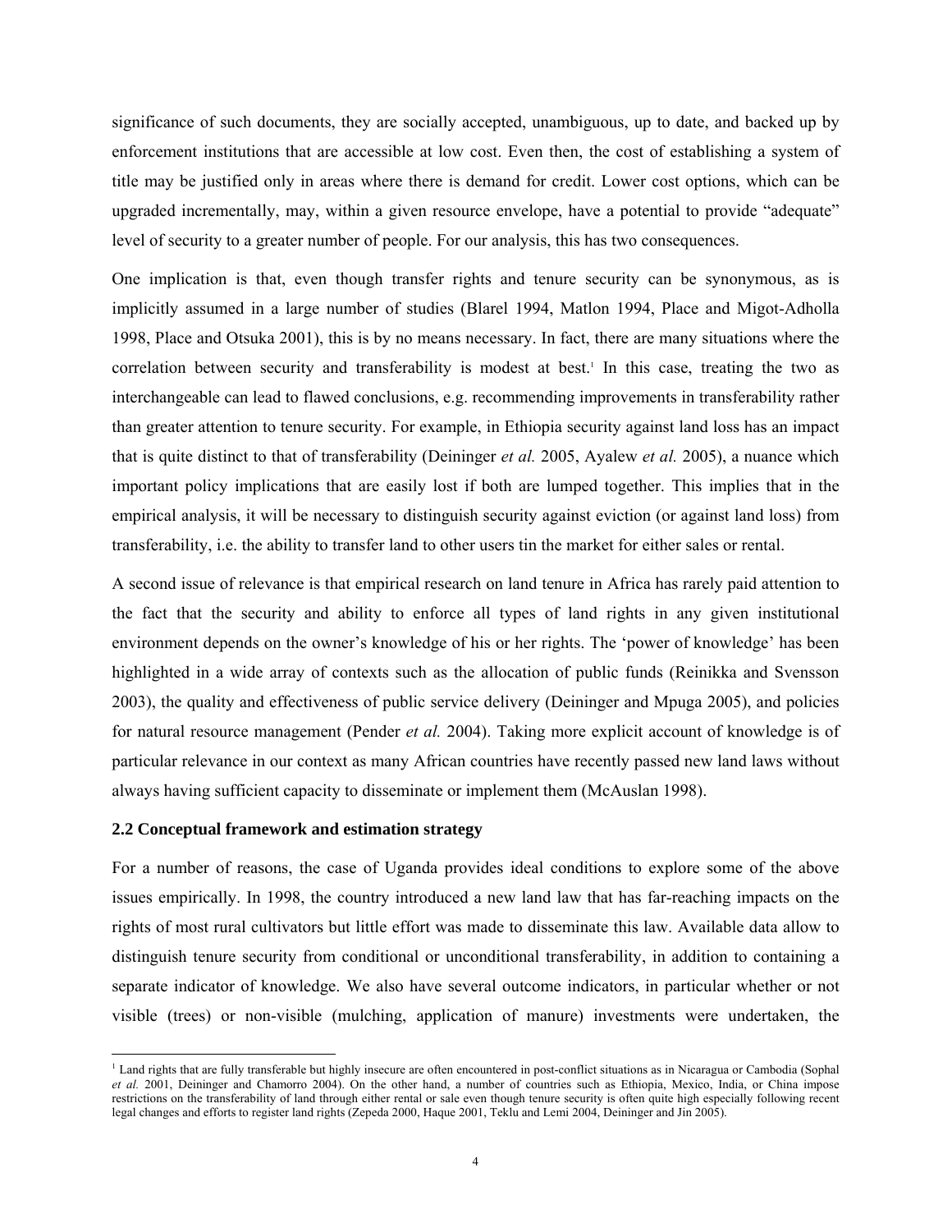significance of such documents, they are socially accepted, unambiguous, up to date, and backed up by enforcement institutions that are accessible at low cost. Even then, the cost of establishing a system of title may be justified only in areas where there is demand for credit. Lower cost options, which can be upgraded incrementally, may, within a given resource envelope, have a potential to provide "adequate" level of security to a greater number of people. For our analysis, this has two consequences.

One implication is that, even though transfer rights and tenure security can be synonymous, as is implicitly assumed in a large number of studies (Blarel 1994, Matlon 1994, Place and Migot-Adholla 1998, Place and Otsuka 2001), this is by no means necessary. In fact, there are many situations where the correlation between security and transferability is modest at best.[1] In this case, treating the two as interchangeable can lead to flawed conclusions, e.g. recommending improvements in transferability rather than greater attention to tenure security. For example, in Ethiopia security against land loss has an impact that is quite distinct to that of transferability (Deininger *et al.* 2005, Ayalew *et al.* 2005), a nuance which important policy implications that are easily lost if both are lumped together. This implies that in the empirical analysis, it will be necessary to distinguish security against eviction (or against land loss) from transferability, i.e. the ability to transfer land to other users tin the market for either sales or rental.

A second issue of relevance is that empirical research on land tenure in Africa has rarely paid attention to the fact that the security and ability to enforce all types of land rights in any given institutional environment depends on the owner's knowledge of his or her rights. The 'power of knowledge' has been highlighted in a wide array of contexts such as the allocation of public funds (Reinikka and Svensson 2003), the quality and effectiveness of public service delivery (Deininger and Mpuga 2005), and policies for natural resource management (Pender *et al.* 2004). Taking more explicit account of knowledge is of particular relevance in our context as many African countries have recently passed new land laws without always having sufficient capacity to disseminate or implement them (McAuslan 1998).

### 2.2 Conceptual framework and estimation strategy

For a number of reasons, the case of Uganda provides ideal conditions to explore some of the above issues empirically. In 1998, the country introduced a new land law that has far-reaching impacts on the rights of most rural cultivators but little effort was made to disseminate this law. Available data allow to distinguish tenure security from conditional or unconditional transferability, in addition to containing a separate indicator of knowledge. We also have several outcome indicators, in particular whether or not visible (trees) or non-visible (mulching, application of manure) investments were undertaken, the

[1] Land rights that are fully transferable but highly insecure are often encountered in post-conflict situations as in Nicaragua or Cambodia (Sophal *et al.* 2001, Deininger and Chamorro 2004). On the other hand, a number of countries such as Ethiopia, Mexico, India, or China impose restrictions on the transferability of land through either rental or sale even though tenure security is often quite high especially following recent legal changes and efforts to register land rights (Zepeda 2000, Haque 2001, Teklu and Lemi 2004, Deininger and Jin 2005).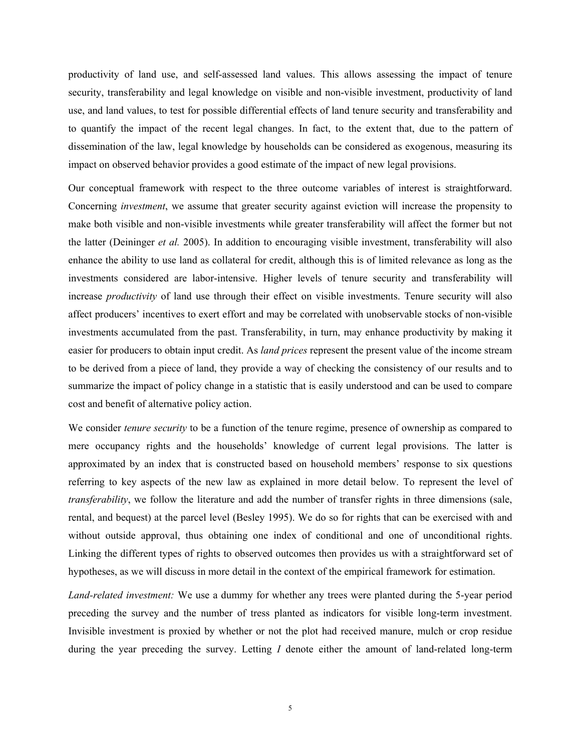productivity of land use, and self-assessed land values. This allows assessing the impact of tenure security, transferability and legal knowledge on visible and non-visible investment, productivity of land use, and land values, to test for possible differential effects of land tenure security and transferability and to quantify the impact of the recent legal changes. In fact, to the extent that, due to the pattern of dissemination of the law, legal knowledge by households can be considered as exogenous, measuring its impact on observed behavior provides a good estimate of the impact of new legal provisions.

Our conceptual framework with respect to the three outcome variables of interest is straightforward. Concerning *investment*, we assume that greater security against eviction will increase the propensity to make both visible and non-visible investments while greater transferability will affect the former but not the latter (Deininger *et al.* 2005). In addition to encouraging visible investment, transferability will also enhance the ability to use land as collateral for credit, although this is of limited relevance as long as the investments considered are labor-intensive. Higher levels of tenure security and transferability will increase *productivity* of land use through their effect on visible investments. Tenure security will also affect producers' incentives to exert effort and may be correlated with unobservable stocks of non-visible investments accumulated from the past. Transferability, in turn, may enhance productivity by making it easier for producers to obtain input credit. As *land prices* represent the present value of the income stream to be derived from a piece of land, they provide a way of checking the consistency of our results and to summarize the impact of policy change in a statistic that is easily understood and can be used to compare cost and benefit of alternative policy action.

We consider *tenure security* to be a function of the tenure regime, presence of ownership as compared to mere occupancy rights and the households' knowledge of current legal provisions. The latter is approximated by an index that is constructed based on household members' response to six questions referring to key aspects of the new law as explained in more detail below. To represent the level of *transferability*, we follow the literature and add the number of transfer rights in three dimensions (sale, rental, and bequest) at the parcel level (Besley 1995). We do so for rights that can be exercised with and without outside approval, thus obtaining one index of conditional and one of unconditional rights. Linking the different types of rights to observed outcomes then provides us with a straightforward set of hypotheses, as we will discuss in more detail in the context of the empirical framework for estimation.

*Land-related investment:* We use a dummy for whether any trees were planted during the 5-year period preceding the survey and the number of tress planted as indicators for visible long-term investment. Invisible investment is proxied by whether or not the plot had received manure, mulch or crop residue during the year preceding the survey. Letting $I$ denote either the amount of land-related long-term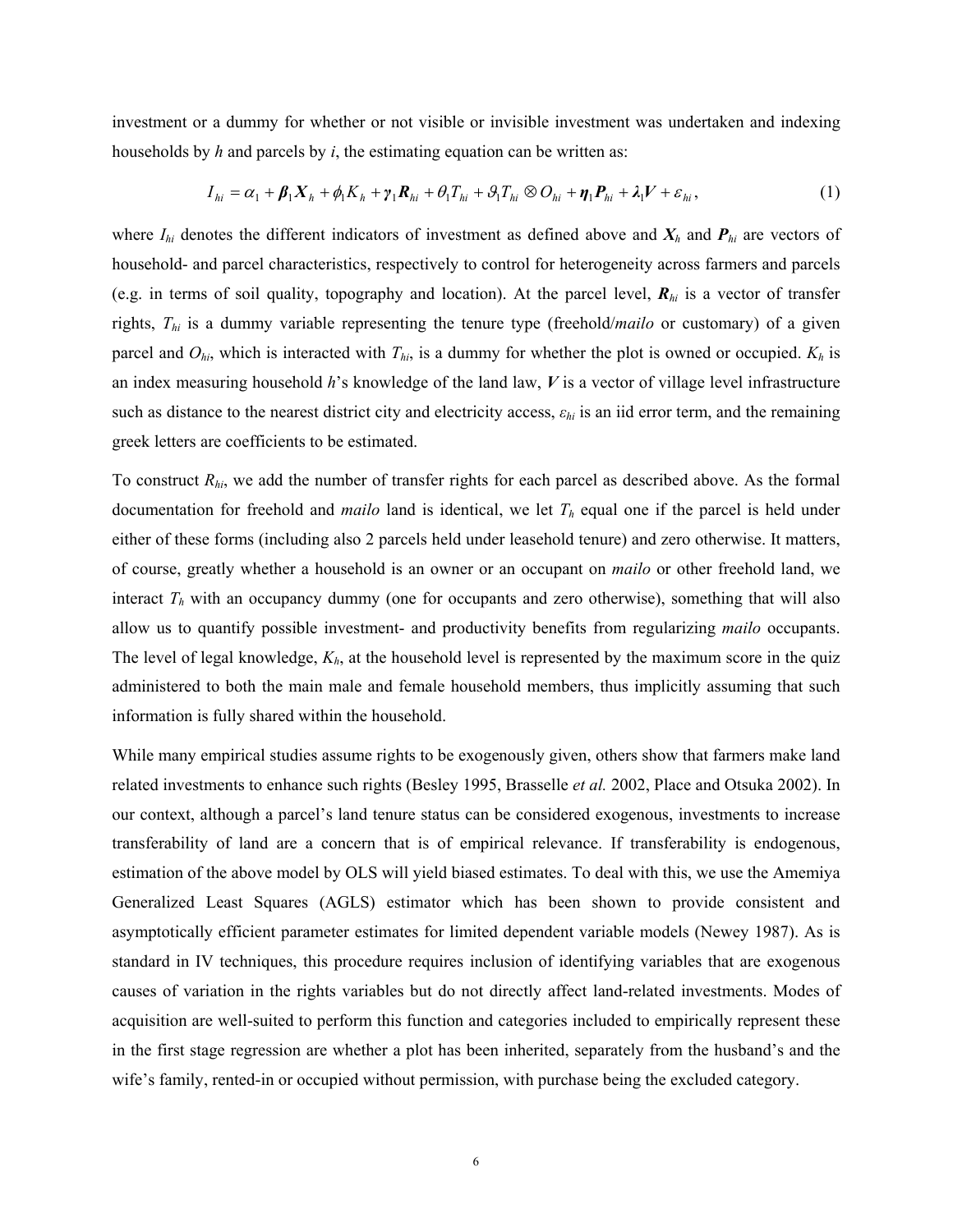investment or a dummy for whether or not visible or invisible investment was undertaken and indexing households by $h$ and parcels by $i$, the estimating equation can be written as:

$$I_{hi} = \alpha_1 + \boldsymbol{\beta}_1 \boldsymbol{X}_h + \phi_1 K_h + \boldsymbol{\gamma}_1 \boldsymbol{R}_{hi} + \theta_1 T_{hi} + \vartheta_1 T_{hi} \otimes O_{hi} + \boldsymbol{\eta}_1 \boldsymbol{P}_{hi} + \boldsymbol{\lambda}_1 \boldsymbol{V} + \varepsilon_{hi}, \tag{1}$$

where $I_{hi}$ denotes the different indicators of investment as defined above and $\boldsymbol{X}_h$ and $\boldsymbol{P}_{hi}$ are vectors of household- and parcel characteristics, respectively to control for heterogeneity across farmers and parcels (e.g. in terms of soil quality, topography and location). At the parcel level, $\boldsymbol{R}_{hi}$ is a vector of transfer rights, $T_{hi}$ is a dummy variable representing the tenure type (freehold/*mailo* or customary) of a given parcel and $O_{hi}$, which is interacted with $T_{hi}$, is a dummy for whether the plot is owned or occupied. $K_h$ is an index measuring household $h$'s knowledge of the land law, $\boldsymbol{V}$ is a vector of village level infrastructure such as distance to the nearest district city and electricity access, $\varepsilon_{hi}$ is an iid error term, and the remaining greek letters are coefficients to be estimated.

To construct $R_{hi}$, we add the number of transfer rights for each parcel as described above. As the formal documentation for freehold and *mailo* land is identical, we let $T_h$ equal one if the parcel is held under either of these forms (including also 2 parcels held under leasehold tenure) and zero otherwise. It matters, of course, greatly whether a household is an owner or an occupant on *mailo* or other freehold land, we interact $T_h$ with an occupancy dummy (one for occupants and zero otherwise), something that will also allow us to quantify possible investment- and productivity benefits from regularizing *mailo* occupants. The level of legal knowledge, $K_h$, at the household level is represented by the maximum score in the quiz administered to both the main male and female household members, thus implicitly assuming that such information is fully shared within the household.

While many empirical studies assume rights to be exogenously given, others show that farmers make land related investments to enhance such rights (Besley 1995, Brasselle *et al.* 2002, Place and Otsuka 2002). In our context, although a parcel's land tenure status can be considered exogenous, investments to increase transferability of land are a concern that is of empirical relevance. If transferability is endogenous, estimation of the above model by OLS will yield biased estimates. To deal with this, we use the Amemiya Generalized Least Squares (AGLS) estimator which has been shown to provide consistent and asymptotically efficient parameter estimates for limited dependent variable models (Newey 1987). As is standard in IV techniques, this procedure requires inclusion of identifying variables that are exogenous causes of variation in the rights variables but do not directly affect land-related investments. Modes of acquisition are well-suited to perform this function and categories included to empirically represent these in the first stage regression are whether a plot has been inherited, separately from the husband's and the wife's family, rented-in or occupied without permission, with purchase being the excluded category.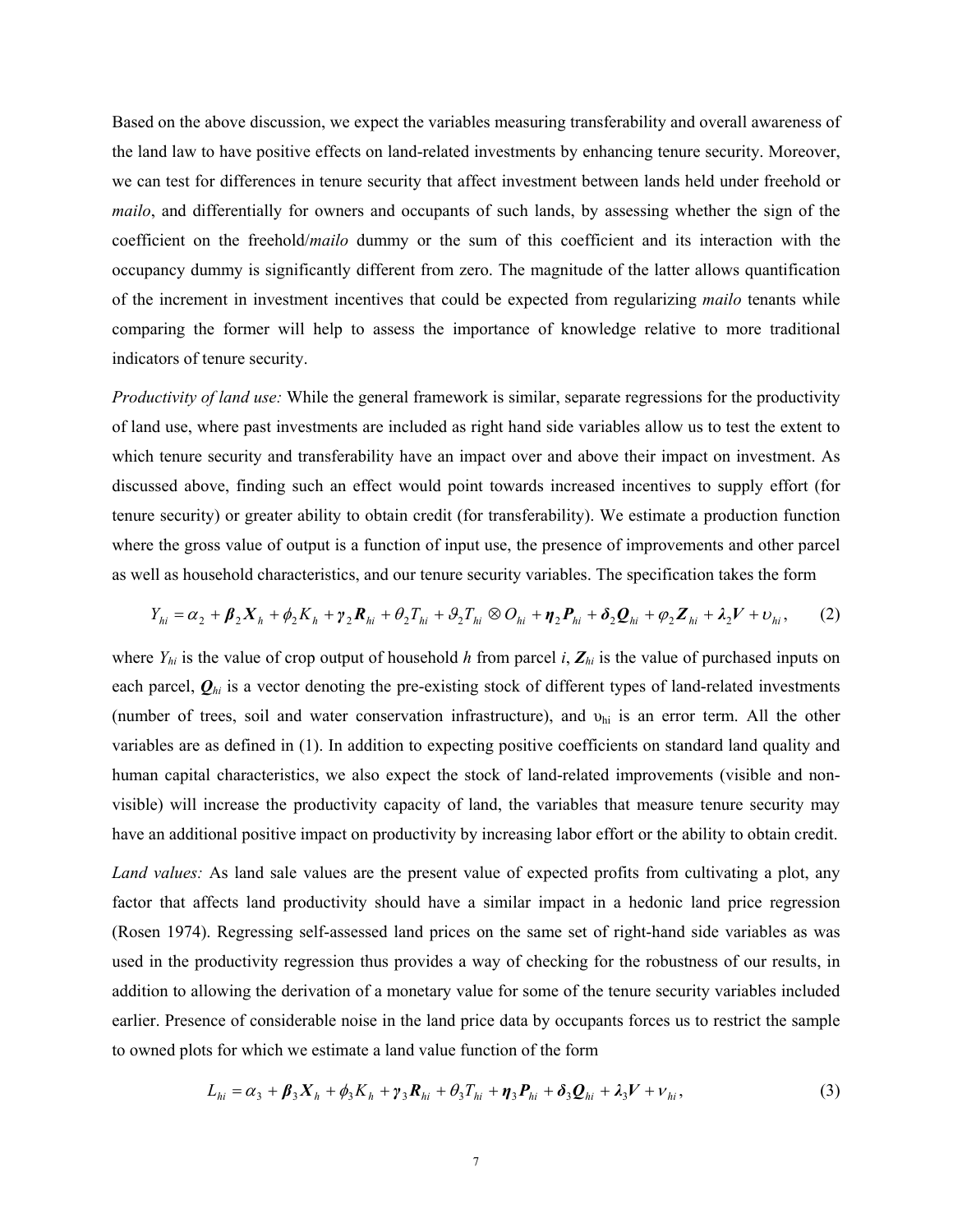Based on the above discussion, we expect the variables measuring transferability and overall awareness of the land law to have positive effects on land-related investments by enhancing tenure security. Moreover, we can test for differences in tenure security that affect investment between lands held under freehold or *mailo*, and differentially for owners and occupants of such lands, by assessing whether the sign of the coefficient on the freehold/*mailo* dummy or the sum of this coefficient and its interaction with the occupancy dummy is significantly different from zero. The magnitude of the latter allows quantification of the increment in investment incentives that could be expected from regularizing *mailo* tenants while comparing the former will help to assess the importance of knowledge relative to more traditional indicators of tenure security.

*Productivity of land use:* While the general framework is similar, separate regressions for the productivity of land use, where past investments are included as right hand side variables allow us to test the extent to which tenure security and transferability have an impact over and above their impact on investment. As discussed above, finding such an effect would point towards increased incentives to supply effort (for tenure security) or greater ability to obtain credit (for transferability). We estimate a production function where the gross value of output is a function of input use, the presence of improvements and other parcel as well as household characteristics, and our tenure security variables. The specification takes the form

$$Y_{hi} = \alpha_2 + \boldsymbol{\beta}_2 \boldsymbol{X}_h + \phi_2 K_h + \boldsymbol{\gamma}_2 \boldsymbol{R}_{hi} + \theta_2 T_{hi} + \vartheta_2 T_{hi} \otimes O_{hi} + \boldsymbol{\eta}_2 \boldsymbol{P}_{hi} + \boldsymbol{\delta}_2 \boldsymbol{Q}_{hi} + \varphi_2 \boldsymbol{Z}_{hi} + \boldsymbol{\lambda}_2 \boldsymbol{V} + \upsilon_{hi}, \qquad (2)$$

where $Y_{hi}$ is the value of crop output of household $h$ from parcel $i$, $\boldsymbol{Z}_{hi}$ is the value of purchased inputs on each parcel, $\boldsymbol{Q}_{hi}$ is a vector denoting the pre-existing stock of different types of land-related investments (number of trees, soil and water conservation infrastructure), and $\upsilon_{hi}$ is an error term. All the other variables are as defined in (1). In addition to expecting positive coefficients on standard land quality and human capital characteristics, we also expect the stock of land-related improvements (visible and non-visible) will increase the productivity capacity of land, the variables that measure tenure security may have an additional positive impact on productivity by increasing labor effort or the ability to obtain credit.

*Land values:* As land sale values are the present value of expected profits from cultivating a plot, any factor that affects land productivity should have a similar impact in a hedonic land price regression (Rosen 1974). Regressing self-assessed land prices on the same set of right-hand side variables as was used in the productivity regression thus provides a way of checking for the robustness of our results, in addition to allowing the derivation of a monetary value for some of the tenure security variables included earlier. Presence of considerable noise in the land price data by occupants forces us to restrict the sample to owned plots for which we estimate a land value function of the form

$$L_{hi} = \alpha_3 + \boldsymbol{\beta}_3 \boldsymbol{X}_h + \phi_3 K_h + \boldsymbol{\gamma}_3 \boldsymbol{R}_{hi} + \theta_3 T_{hi} + \boldsymbol{\eta}_3 \boldsymbol{P}_{hi} + \boldsymbol{\delta}_3 \boldsymbol{Q}_{hi} + \boldsymbol{\lambda}_3 \boldsymbol{V} + \nu_{hi}, \qquad (3)$$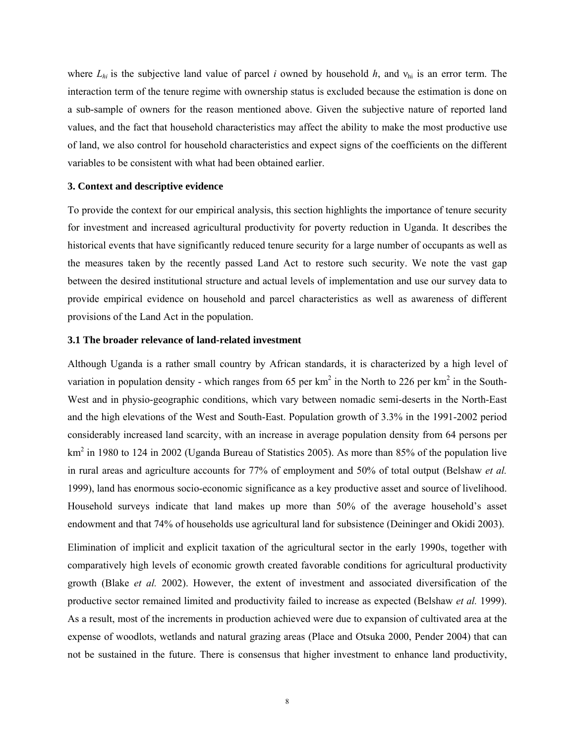where $L_{hi}$ is the subjective land value of parcel $i$ owned by household $h$, and $\nu_{hi}$ is an error term. The interaction term of the tenure regime with ownership status is excluded because the estimation is done on a sub-sample of owners for the reason mentioned above. Given the subjective nature of reported land values, and the fact that household characteristics may affect the ability to make the most productive use of land, we also control for household characteristics and expect signs of the coefficients on the different variables to be consistent with what had been obtained earlier.

### 3. Context and descriptive evidence

To provide the context for our empirical analysis, this section highlights the importance of tenure security for investment and increased agricultural productivity for poverty reduction in Uganda. It describes the historical events that have significantly reduced tenure security for a large number of occupants as well as the measures taken by the recently passed Land Act to restore such security. We note the vast gap between the desired institutional structure and actual levels of implementation and use our survey data to provide empirical evidence on household and parcel characteristics as well as awareness of different provisions of the Land Act in the population.

### 3.1 The broader relevance of land-related investment

Although Uganda is a rather small country by African standards, it is characterized by a high level of variation in population density - which ranges from 65 per km$^2$ in the North to 226 per km$^2$ in the South-West and in physio-geographic conditions, which vary between nomadic semi-deserts in the North-East and the high elevations of the West and South-East. Population growth of 3.3% in the 1991-2002 period considerably increased land scarcity, with an increase in average population density from 64 persons per km$^2$ in 1980 to 124 in 2002 (Uganda Bureau of Statistics 2005). As more than 85% of the population live in rural areas and agriculture accounts for 77% of employment and 50% of total output (Belshaw *et al.* 1999), land has enormous socio-economic significance as a key productive asset and source of livelihood. Household surveys indicate that land makes up more than 50% of the average household's asset endowment and that 74% of households use agricultural land for subsistence (Deininger and Okidi 2003).

Elimination of implicit and explicit taxation of the agricultural sector in the early 1990s, together with comparatively high levels of economic growth created favorable conditions for agricultural productivity growth (Blake *et al.* 2002). However, the extent of investment and associated diversification of the productive sector remained limited and productivity failed to increase as expected (Belshaw *et al.* 1999). As a result, most of the increments in production achieved were due to expansion of cultivated area at the expense of woodlots, wetlands and natural grazing areas (Place and Otsuka 2000, Pender 2004) that can not be sustained in the future. There is consensus that higher investment to enhance land productivity,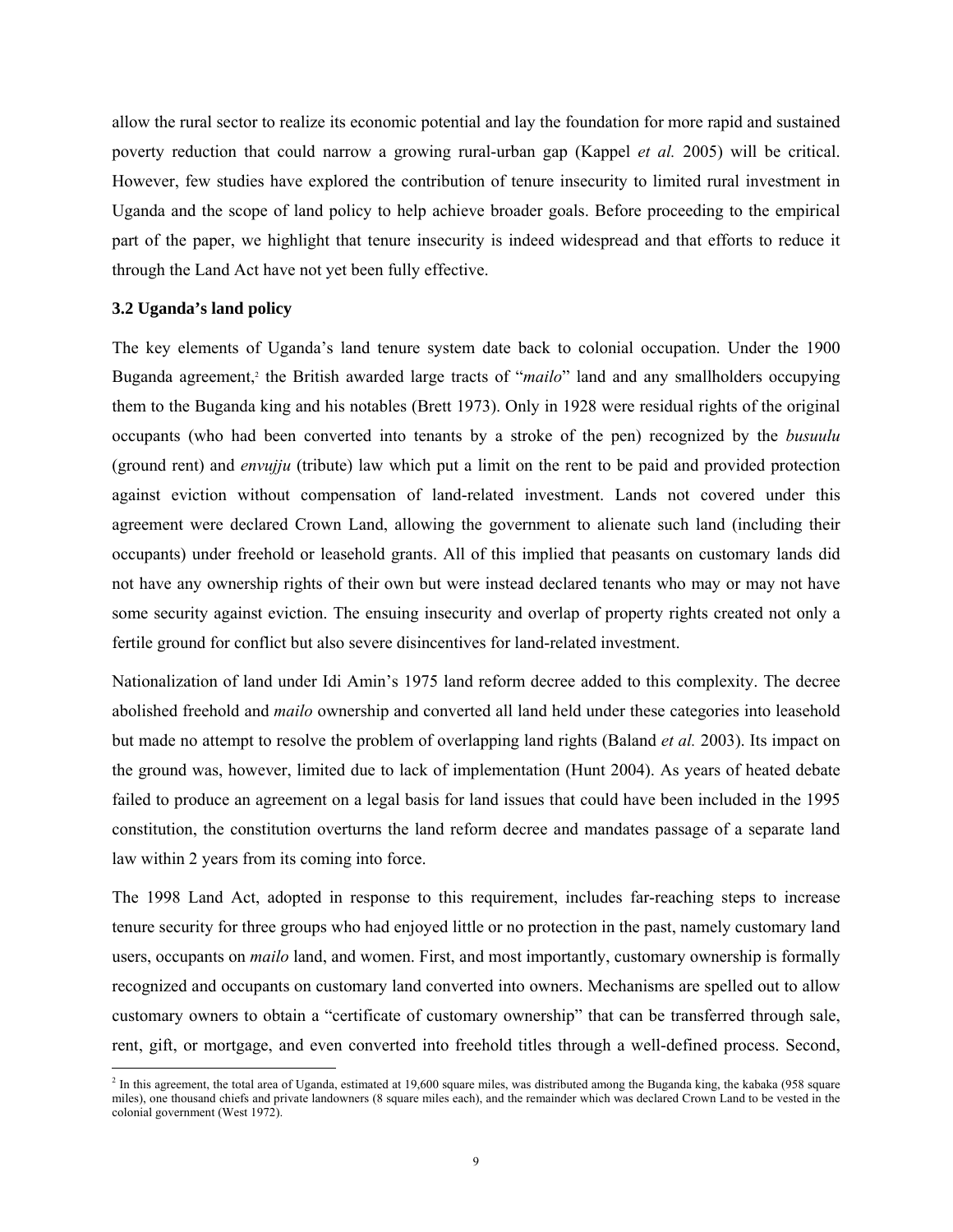allow the rural sector to realize its economic potential and lay the foundation for more rapid and sustained poverty reduction that could narrow a growing rural-urban gap (Kappel *et al.* 2005) will be critical. However, few studies have explored the contribution of tenure insecurity to limited rural investment in Uganda and the scope of land policy to help achieve broader goals. Before proceeding to the empirical part of the paper, we highlight that tenure insecurity is indeed widespread and that efforts to reduce it through the Land Act have not yet been fully effective.

### 3.2 Uganda's land policy

The key elements of Uganda's land tenure system date back to colonial occupation. Under the 1900 Buganda agreement,[2] the British awarded large tracts of "*mailo*" land and any smallholders occupying them to the Buganda king and his notables (Brett 1973). Only in 1928 were residual rights of the original occupants (who had been converted into tenants by a stroke of the pen) recognized by the *busuulu* (ground rent) and *envujju* (tribute) law which put a limit on the rent to be paid and provided protection against eviction without compensation of land-related investment. Lands not covered under this agreement were declared Crown Land, allowing the government to alienate such land (including their occupants) under freehold or leasehold grants. All of this implied that peasants on customary lands did not have any ownership rights of their own but were instead declared tenants who may or may not have some security against eviction. The ensuing insecurity and overlap of property rights created not only a fertile ground for conflict but also severe disincentives for land-related investment.

Nationalization of land under Idi Amin's 1975 land reform decree added to this complexity. The decree abolished freehold and *mailo* ownership and converted all land held under these categories into leasehold but made no attempt to resolve the problem of overlapping land rights (Baland *et al.* 2003). Its impact on the ground was, however, limited due to lack of implementation (Hunt 2004). As years of heated debate failed to produce an agreement on a legal basis for land issues that could have been included in the 1995 constitution, the constitution overturns the land reform decree and mandates passage of a separate land law within 2 years from its coming into force.

The 1998 Land Act, adopted in response to this requirement, includes far-reaching steps to increase tenure security for three groups who had enjoyed little or no protection in the past, namely customary land users, occupants on *mailo* land, and women. First, and most importantly, customary ownership is formally recognized and occupants on customary land converted into owners. Mechanisms are spelled out to allow customary owners to obtain a "certificate of customary ownership" that can be transferred through sale, rent, gift, or mortgage, and even converted into freehold titles through a well-defined process. Second,

[2] In this agreement, the total area of Uganda, estimated at 19,600 square miles, was distributed among the Buganda king, the kabaka (958 square miles), one thousand chiefs and private landowners (8 square miles each), and the remainder which was declared Crown Land to be vested in the colonial government (West 1972).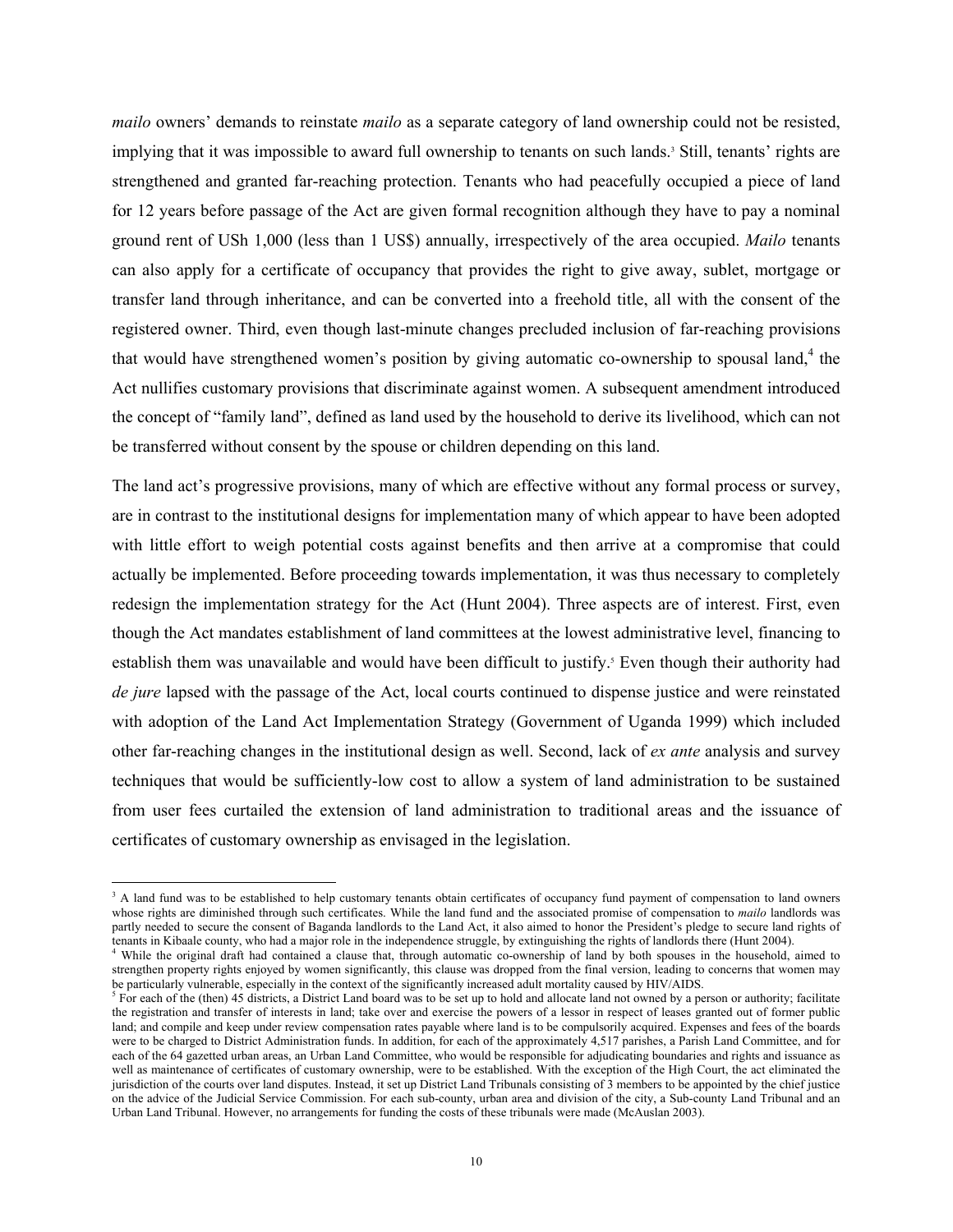*mailo* owners' demands to reinstate *mailo* as a separate category of land ownership could not be resisted, implying that it was impossible to award full ownership to tenants on such lands.[3] Still, tenants' rights are strengthened and granted far-reaching protection. Tenants who had peacefully occupied a piece of land for 12 years before passage of the Act are given formal recognition although they have to pay a nominal ground rent of USh 1,000 (less than 1 US$) annually, irrespectively of the area occupied. *Mailo* tenants can also apply for a certificate of occupancy that provides the right to give away, sublet, mortgage or transfer land through inheritance, and can be converted into a freehold title, all with the consent of the registered owner. Third, even though last-minute changes precluded inclusion of far-reaching provisions that would have strengthened women's position by giving automatic co-ownership to spousal land,[4] the Act nullifies customary provisions that discriminate against women. A subsequent amendment introduced the concept of "family land", defined as land used by the household to derive its livelihood, which can not be transferred without consent by the spouse or children depending on this land.

The land act's progressive provisions, many of which are effective without any formal process or survey, are in contrast to the institutional designs for implementation many of which appear to have been adopted with little effort to weigh potential costs against benefits and then arrive at a compromise that could actually be implemented. Before proceeding towards implementation, it was thus necessary to completely redesign the implementation strategy for the Act (Hunt 2004). Three aspects are of interest. First, even though the Act mandates establishment of land committees at the lowest administrative level, financing to establish them was unavailable and would have been difficult to justify.[5] Even though their authority had *de jure* lapsed with the passage of the Act, local courts continued to dispense justice and were reinstated with adoption of the Land Act Implementation Strategy (Government of Uganda 1999) which included other far-reaching changes in the institutional design as well. Second, lack of *ex ante* analysis and survey techniques that would be sufficiently-low cost to allow a system of land administration to be sustained from user fees curtailed the extension of land administration to traditional areas and the issuance of certificates of customary ownership as envisaged in the legislation.

---

[3] A land fund was to be established to help customary tenants obtain certificates of occupancy fund payment of compensation to land owners whose rights are diminished through such certificates. While the land fund and the associated promise of compensation to *mailo* landlords was partly needed to secure the consent of Baganda landlords to the Land Act, it also aimed to honor the President's pledge to secure land rights of tenants in Kibaale county, who had a major role in the independence struggle, by extinguishing the rights of landlords there (Hunt 2004).

[4] While the original draft had contained a clause that, through automatic co-ownership of land by both spouses in the household, aimed to strengthen property rights enjoyed by women significantly, this clause was dropped from the final version, leading to concerns that women may be particularly vulnerable, especially in the context of the significantly increased adult mortality caused by HIV/AIDS.

[5] For each of the (then) 45 districts, a District Land board was to be set up to hold and allocate land not owned by a person or authority; facilitate the registration and transfer of interests in land; take over and exercise the powers of a lessor in respect of leases granted out of former public land; and compile and keep under review compensation rates payable where land is to be compulsorily acquired. Expenses and fees of the boards were to be charged to District Administration funds. In addition, for each of the approximately 4,517 parishes, a Parish Land Committee, and for each of the 64 gazetted urban areas, an Urban Land Committee, who would be responsible for adjudicating boundaries and rights and issuance as well as maintenance of certificates of customary ownership, were to be established. With the exception of the High Court, the act eliminated the jurisdiction of the courts over land disputes. Instead, it set up District Land Tribunals consisting of 3 members to be appointed by the chief justice on the advice of the Judicial Service Commission. For each sub-county, urban area and division of the city, a Sub-county Land Tribunal and an Urban Land Tribunal. However, no arrangements for funding the costs of these tribunals were made (McAuslan 2003).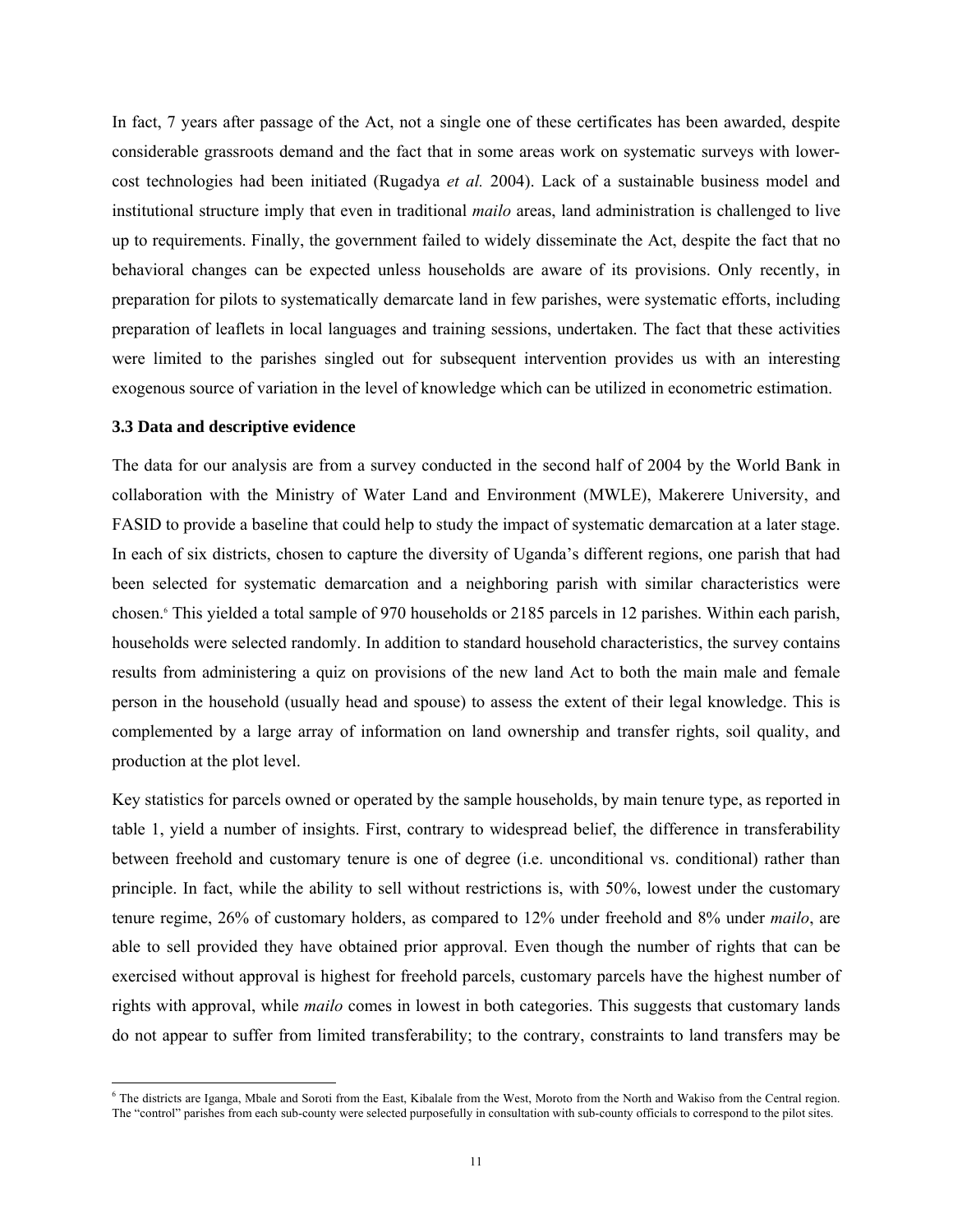In fact, 7 years after passage of the Act, not a single one of these certificates has been awarded, despite considerable grassroots demand and the fact that in some areas work on systematic surveys with lower-cost technologies had been initiated (Rugadya *et al.* 2004). Lack of a sustainable business model and institutional structure imply that even in traditional *mailo* areas, land administration is challenged to live up to requirements. Finally, the government failed to widely disseminate the Act, despite the fact that no behavioral changes can be expected unless households are aware of its provisions. Only recently, in preparation for pilots to systematically demarcate land in few parishes, were systematic efforts, including preparation of leaflets in local languages and training sessions, undertaken. The fact that these activities were limited to the parishes singled out for subsequent intervention provides us with an interesting exogenous source of variation in the level of knowledge which can be utilized in econometric estimation.

### 3.3 Data and descriptive evidence

The data for our analysis are from a survey conducted in the second half of 2004 by the World Bank in collaboration with the Ministry of Water Land and Environment (MWLE), Makerere University, and FASID to provide a baseline that could help to study the impact of systematic demarcation at a later stage. In each of six districts, chosen to capture the diversity of Uganda's different regions, one parish that had been selected for systematic demarcation and a neighboring parish with similar characteristics were chosen.[6] This yielded a total sample of 970 households or 2185 parcels in 12 parishes. Within each parish, households were selected randomly. In addition to standard household characteristics, the survey contains results from administering a quiz on provisions of the new land Act to both the main male and female person in the household (usually head and spouse) to assess the extent of their legal knowledge. This is complemented by a large array of information on land ownership and transfer rights, soil quality, and production at the plot level.

Key statistics for parcels owned or operated by the sample households, by main tenure type, as reported in table 1, yield a number of insights. First, contrary to widespread belief, the difference in transferability between freehold and customary tenure is one of degree (i.e. unconditional vs. conditional) rather than principle. In fact, while the ability to sell without restrictions is, with 50%, lowest under the customary tenure regime, 26% of customary holders, as compared to 12% under freehold and 8% under *mailo*, are able to sell provided they have obtained prior approval. Even though the number of rights that can be exercised without approval is highest for freehold parcels, customary parcels have the highest number of rights with approval, while *mailo* comes in lowest in both categories. This suggests that customary lands do not appear to suffer from limited transferability; to the contrary, constraints to land transfers may be

[6] The districts are Iganga, Mbale and Soroti from the East, Kibalale from the West, Moroto from the North and Wakiso from the Central region. The "control" parishes from each sub-county were selected purposefully in consultation with sub-county officials to correspond to the pilot sites.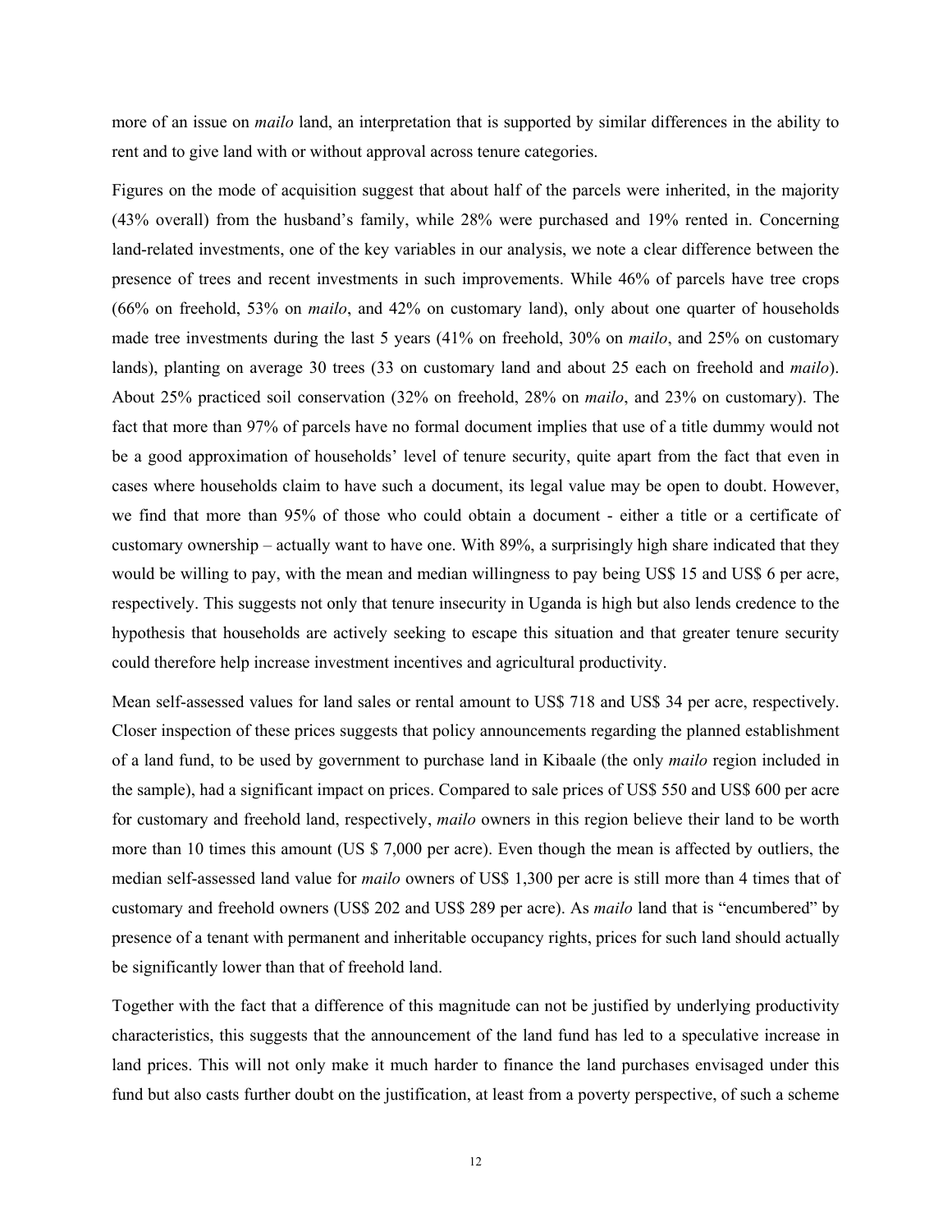more of an issue on *mailo* land, an interpretation that is supported by similar differences in the ability to rent and to give land with or without approval across tenure categories.

Figures on the mode of acquisition suggest that about half of the parcels were inherited, in the majority (43% overall) from the husband's family, while 28% were purchased and 19% rented in. Concerning land-related investments, one of the key variables in our analysis, we note a clear difference between the presence of trees and recent investments in such improvements. While 46% of parcels have tree crops (66% on freehold, 53% on *mailo*, and 42% on customary land), only about one quarter of households made tree investments during the last 5 years (41% on freehold, 30% on *mailo*, and 25% on customary lands), planting on average 30 trees (33 on customary land and about 25 each on freehold and *mailo*). About 25% practiced soil conservation (32% on freehold, 28% on *mailo*, and 23% on customary). The fact that more than 97% of parcels have no formal document implies that use of a title dummy would not be a good approximation of households' level of tenure security, quite apart from the fact that even in cases where households claim to have such a document, its legal value may be open to doubt. However, we find that more than 95% of those who could obtain a document - either a title or a certificate of customary ownership – actually want to have one. With 89%, a surprisingly high share indicated that they would be willing to pay, with the mean and median willingness to pay being US$ 15 and US$ 6 per acre, respectively. This suggests not only that tenure insecurity in Uganda is high but also lends credence to the hypothesis that households are actively seeking to escape this situation and that greater tenure security could therefore help increase investment incentives and agricultural productivity.

Mean self-assessed values for land sales or rental amount to US$ 718 and US$ 34 per acre, respectively. Closer inspection of these prices suggests that policy announcements regarding the planned establishment of a land fund, to be used by government to purchase land in Kibaale (the only *mailo* region included in the sample), had a significant impact on prices. Compared to sale prices of US$ 550 and US$ 600 per acre for customary and freehold land, respectively, *mailo* owners in this region believe their land to be worth more than 10 times this amount (US $ 7,000 per acre). Even though the mean is affected by outliers, the median self-assessed land value for *mailo* owners of US$ 1,300 per acre is still more than 4 times that of customary and freehold owners (US$ 202 and US$ 289 per acre). As *mailo* land that is "encumbered" by presence of a tenant with permanent and inheritable occupancy rights, prices for such land should actually be significantly lower than that of freehold land.

Together with the fact that a difference of this magnitude can not be justified by underlying productivity characteristics, this suggests that the announcement of the land fund has led to a speculative increase in land prices. This will not only make it much harder to finance the land purchases envisaged under this fund but also casts further doubt on the justification, at least from a poverty perspective, of such a scheme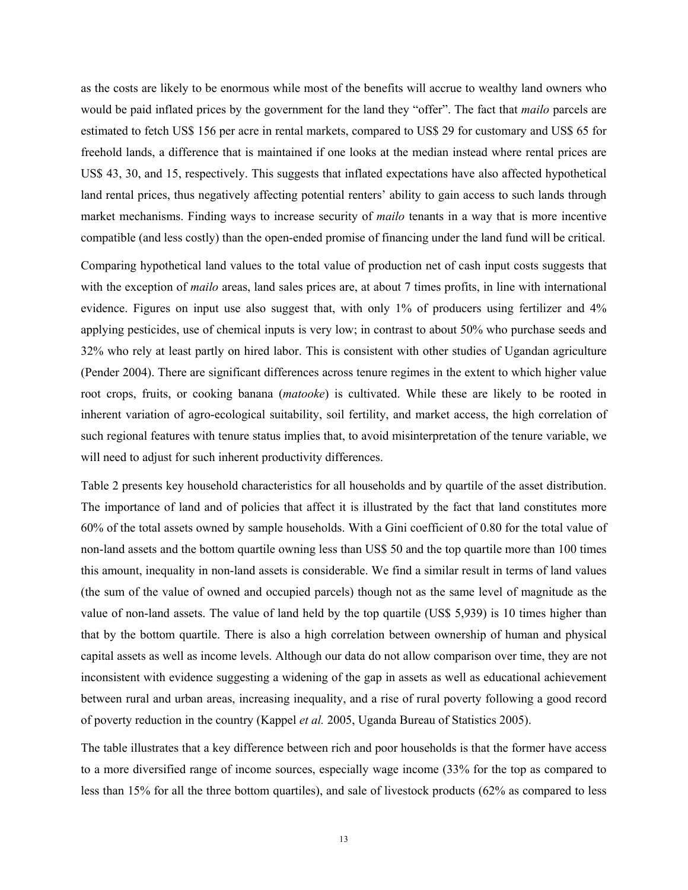as the costs are likely to be enormous while most of the benefits will accrue to wealthy land owners who would be paid inflated prices by the government for the land they "offer". The fact that *mailo* parcels are estimated to fetch US$ 156 per acre in rental markets, compared to US$ 29 for customary and US$ 65 for freehold lands, a difference that is maintained if one looks at the median instead where rental prices are US$ 43, 30, and 15, respectively. This suggests that inflated expectations have also affected hypothetical land rental prices, thus negatively affecting potential renters' ability to gain access to such lands through market mechanisms. Finding ways to increase security of *mailo* tenants in a way that is more incentive compatible (and less costly) than the open-ended promise of financing under the land fund will be critical.

Comparing hypothetical land values to the total value of production net of cash input costs suggests that with the exception of *mailo* areas, land sales prices are, at about 7 times profits, in line with international evidence. Figures on input use also suggest that, with only 1% of producers using fertilizer and 4% applying pesticides, use of chemical inputs is very low; in contrast to about 50% who purchase seeds and 32% who rely at least partly on hired labor. This is consistent with other studies of Ugandan agriculture (Pender 2004). There are significant differences across tenure regimes in the extent to which higher value root crops, fruits, or cooking banana (*matooke*) is cultivated. While these are likely to be rooted in inherent variation of agro-ecological suitability, soil fertility, and market access, the high correlation of such regional features with tenure status implies that, to avoid misinterpretation of the tenure variable, we will need to adjust for such inherent productivity differences.

Table 2 presents key household characteristics for all households and by quartile of the asset distribution. The importance of land and of policies that affect it is illustrated by the fact that land constitutes more 60% of the total assets owned by sample households. With a Gini coefficient of 0.80 for the total value of non-land assets and the bottom quartile owning less than US$ 50 and the top quartile more than 100 times this amount, inequality in non-land assets is considerable. We find a similar result in terms of land values (the sum of the value of owned and occupied parcels) though not as the same level of magnitude as the value of non-land assets. The value of land held by the top quartile (US$ 5,939) is 10 times higher than that by the bottom quartile. There is also a high correlation between ownership of human and physical capital assets as well as income levels. Although our data do not allow comparison over time, they are not inconsistent with evidence suggesting a widening of the gap in assets as well as educational achievement between rural and urban areas, increasing inequality, and a rise of rural poverty following a good record of poverty reduction in the country (Kappel *et al.* 2005, Uganda Bureau of Statistics 2005).

The table illustrates that a key difference between rich and poor households is that the former have access to a more diversified range of income sources, especially wage income (33% for the top as compared to less than 15% for all the three bottom quartiles), and sale of livestock products (62% as compared to less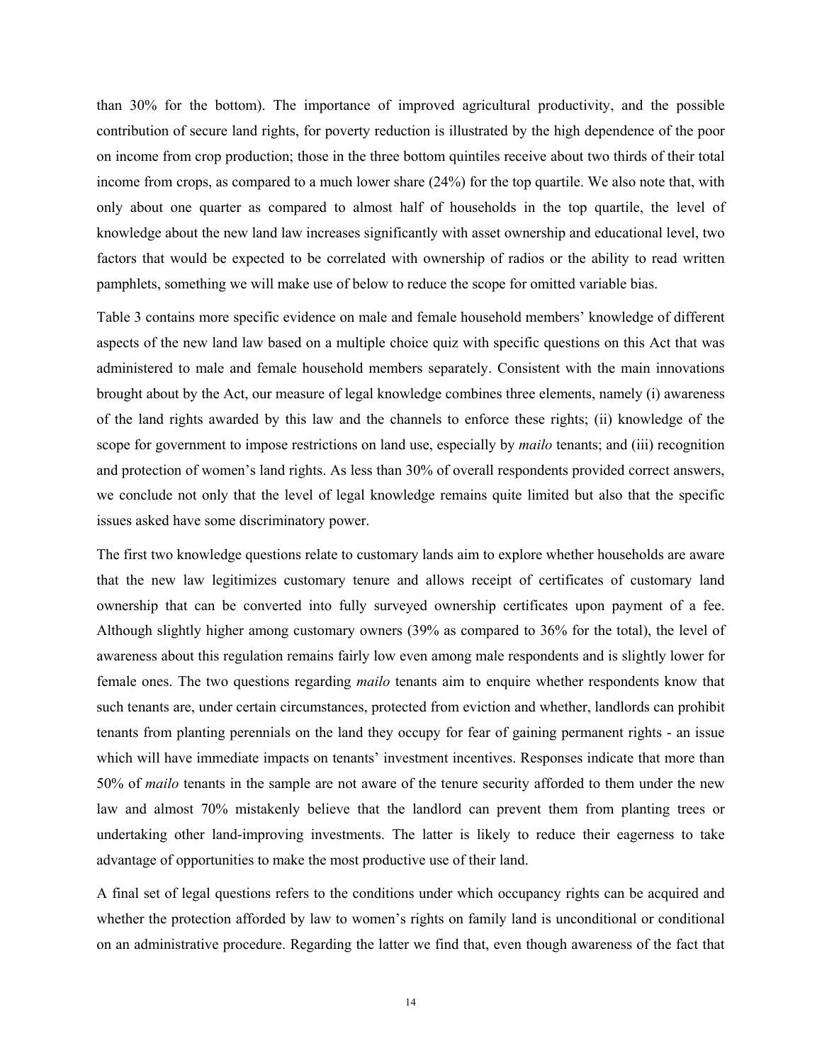than 30% for the bottom). The importance of improved agricultural productivity, and the possible contribution of secure land rights, for poverty reduction is illustrated by the high dependence of the poor on income from crop production; those in the three bottom quintiles receive about two thirds of their total income from crops, as compared to a much lower share (24%) for the top quartile. We also note that, with only about one quarter as compared to almost half of households in the top quartile, the level of knowledge about the new land law increases significantly with asset ownership and educational level, two factors that would be expected to be correlated with ownership of radios or the ability to read written pamphlets, something we will make use of below to reduce the scope for omitted variable bias.

Table 3 contains more specific evidence on male and female household members' knowledge of different aspects of the new land law based on a multiple choice quiz with specific questions on this Act that was administered to male and female household members separately. Consistent with the main innovations brought about by the Act, our measure of legal knowledge combines three elements, namely (i) awareness of the land rights awarded by this law and the channels to enforce these rights; (ii) knowledge of the scope for government to impose restrictions on land use, especially by *mailo* tenants; and (iii) recognition and protection of women's land rights. As less than 30% of overall respondents provided correct answers, we conclude not only that the level of legal knowledge remains quite limited but also that the specific issues asked have some discriminatory power.

The first two knowledge questions relate to customary lands aim to explore whether households are aware that the new law legitimizes customary tenure and allows receipt of certificates of customary land ownership that can be converted into fully surveyed ownership certificates upon payment of a fee. Although slightly higher among customary owners (39% as compared to 36% for the total), the level of awareness about this regulation remains fairly low even among male respondents and is slightly lower for female ones. The two questions regarding *mailo* tenants aim to enquire whether respondents know that such tenants are, under certain circumstances, protected from eviction and whether, landlords can prohibit tenants from planting perennials on the land they occupy for fear of gaining permanent rights - an issue which will have immediate impacts on tenants' investment incentives. Responses indicate that more than 50% of *mailo* tenants in the sample are not aware of the tenure security afforded to them under the new law and almost 70% mistakenly believe that the landlord can prevent them from planting trees or undertaking other land-improving investments. The latter is likely to reduce their eagerness to take advantage of opportunities to make the most productive use of their land.

A final set of legal questions refers to the conditions under which occupancy rights can be acquired and whether the protection afforded by law to women's rights on family land is unconditional or conditional on an administrative procedure. Regarding the latter we find that, even though awareness of the fact that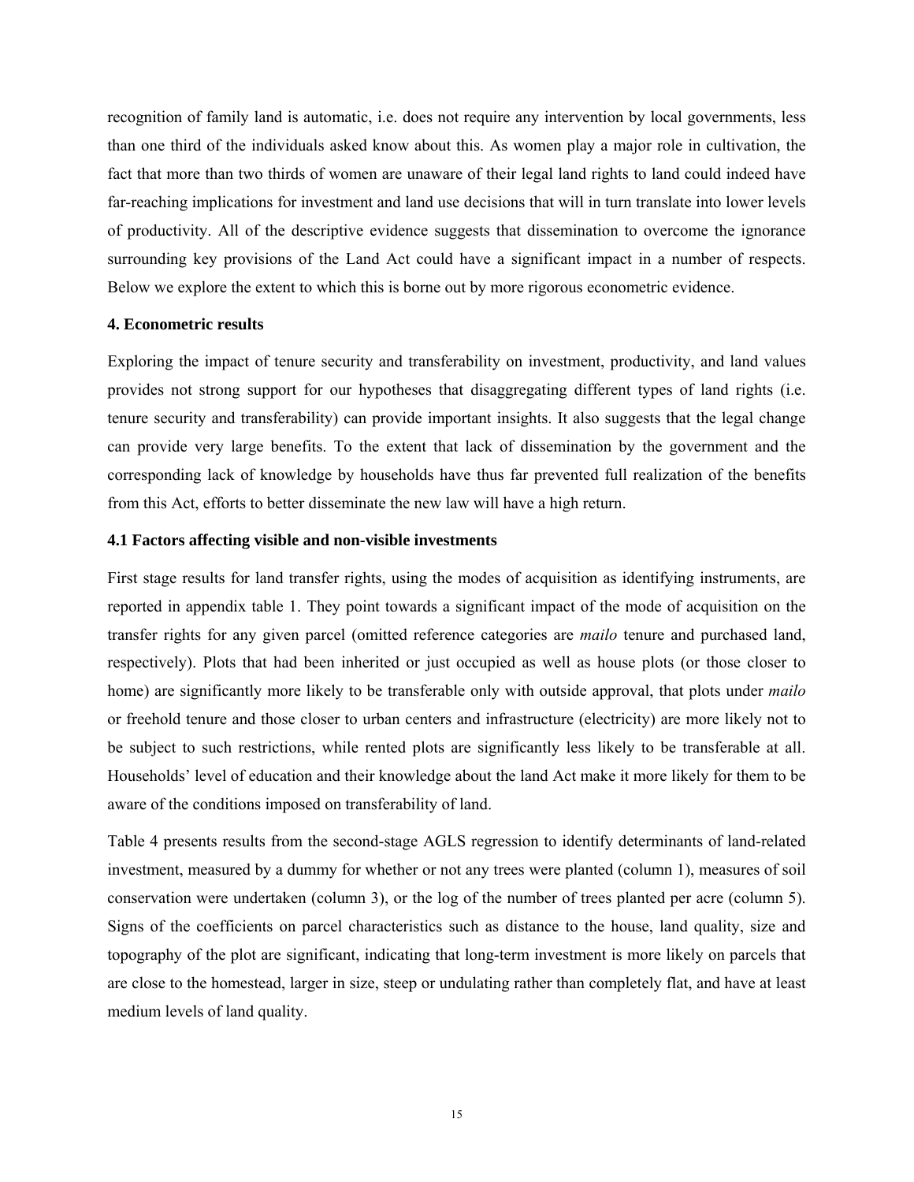recognition of family land is automatic, i.e. does not require any intervention by local governments, less than one third of the individuals asked know about this. As women play a major role in cultivation, the fact that more than two thirds of women are unaware of their legal land rights to land could indeed have far-reaching implications for investment and land use decisions that will in turn translate into lower levels of productivity. All of the descriptive evidence suggests that dissemination to overcome the ignorance surrounding key provisions of the Land Act could have a significant impact in a number of respects. Below we explore the extent to which this is borne out by more rigorous econometric evidence.

## 4. Econometric results

Exploring the impact of tenure security and transferability on investment, productivity, and land values provides not strong support for our hypotheses that disaggregating different types of land rights (i.e. tenure security and transferability) can provide important insights. It also suggests that the legal change can provide very large benefits. To the extent that lack of dissemination by the government and the corresponding lack of knowledge by households have thus far prevented full realization of the benefits from this Act, efforts to better disseminate the new law will have a high return.

### 4.1 Factors affecting visible and non-visible investments

First stage results for land transfer rights, using the modes of acquisition as identifying instruments, are reported in appendix table 1. They point towards a significant impact of the mode of acquisition on the transfer rights for any given parcel (omitted reference categories are *mailo* tenure and purchased land, respectively). Plots that had been inherited or just occupied as well as house plots (or those closer to home) are significantly more likely to be transferable only with outside approval, that plots under *mailo* or freehold tenure and those closer to urban centers and infrastructure (electricity) are more likely not to be subject to such restrictions, while rented plots are significantly less likely to be transferable at all. Households' level of education and their knowledge about the land Act make it more likely for them to be aware of the conditions imposed on transferability of land.

Table 4 presents results from the second-stage AGLS regression to identify determinants of land-related investment, measured by a dummy for whether or not any trees were planted (column 1), measures of soil conservation were undertaken (column 3), or the log of the number of trees planted per acre (column 5). Signs of the coefficients on parcel characteristics such as distance to the house, land quality, size and topography of the plot are significant, indicating that long-term investment is more likely on parcels that are close to the homestead, larger in size, steep or undulating rather than completely flat, and have at least medium levels of land quality.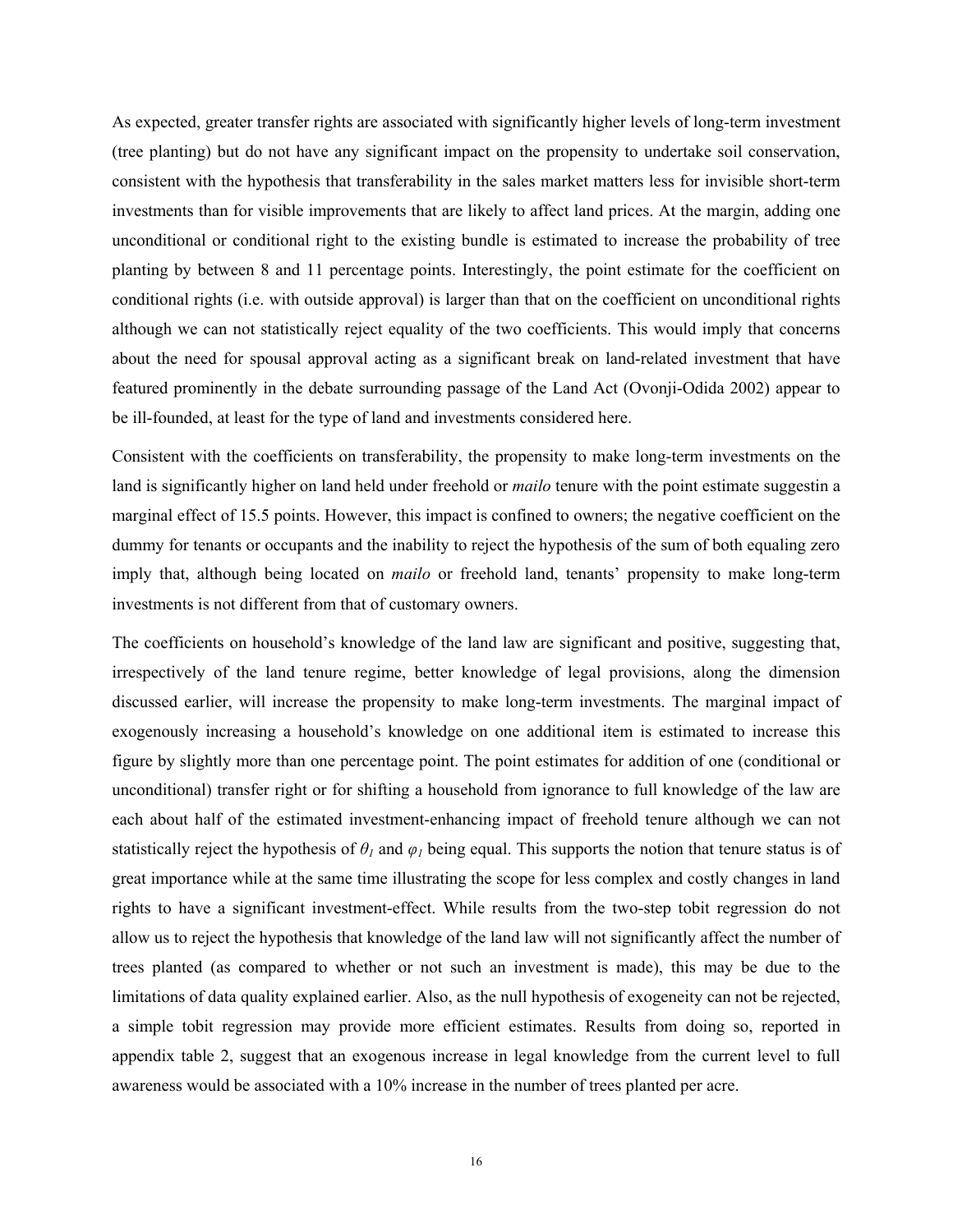As expected, greater transfer rights are associated with significantly higher levels of long-term investment (tree planting) but do not have any significant impact on the propensity to undertake soil conservation, consistent with the hypothesis that transferability in the sales market matters less for invisible short-term investments than for visible improvements that are likely to affect land prices. At the margin, adding one unconditional or conditional right to the existing bundle is estimated to increase the probability of tree planting by between 8 and 11 percentage points. Interestingly, the point estimate for the coefficient on conditional rights (i.e. with outside approval) is larger than that on the coefficient on unconditional rights although we can not statistically reject equality of the two coefficients. This would imply that concerns about the need for spousal approval acting as a significant break on land-related investment that have featured prominently in the debate surrounding passage of the Land Act (Ovonji-Odida 2002) appear to be ill-founded, at least for the type of land and investments considered here.

Consistent with the coefficients on transferability, the propensity to make long-term investments on the land is significantly higher on land held under freehold or *mailo* tenure with the point estimate suggestin a marginal effect of 15.5 points. However, this impact is confined to owners; the negative coefficient on the dummy for tenants or occupants and the inability to reject the hypothesis of the sum of both equaling zero imply that, although being located on *mailo* or freehold land, tenants' propensity to make long-term investments is not different from that of customary owners.

The coefficients on household's knowledge of the land law are significant and positive, suggesting that, irrespectively of the land tenure regime, better knowledge of legal provisions, along the dimension discussed earlier, will increase the propensity to make long-term investments. The marginal impact of exogenously increasing a household's knowledge on one additional item is estimated to increase this figure by slightly more than one percentage point. The point estimates for addition of one (conditional or unconditional) transfer right or for shifting a household from ignorance to full knowledge of the law are each about half of the estimated investment-enhancing impact of freehold tenure although we can not statistically reject the hypothesis of $\theta_1$ and $\varphi_1$ being equal. This supports the notion that tenure status is of great importance while at the same time illustrating the scope for less complex and costly changes in land rights to have a significant investment-effect. While results from the two-step tobit regression do not allow us to reject the hypothesis that knowledge of the land law will not significantly affect the number of trees planted (as compared to whether or not such an investment is made), this may be due to the limitations of data quality explained earlier. Also, as the null hypothesis of exogeneity can not be rejected, a simple tobit regression may provide more efficient estimates. Results from doing so, reported in appendix table 2, suggest that an exogenous increase in legal knowledge from the current level to full awareness would be associated with a 10% increase in the number of trees planted per acre.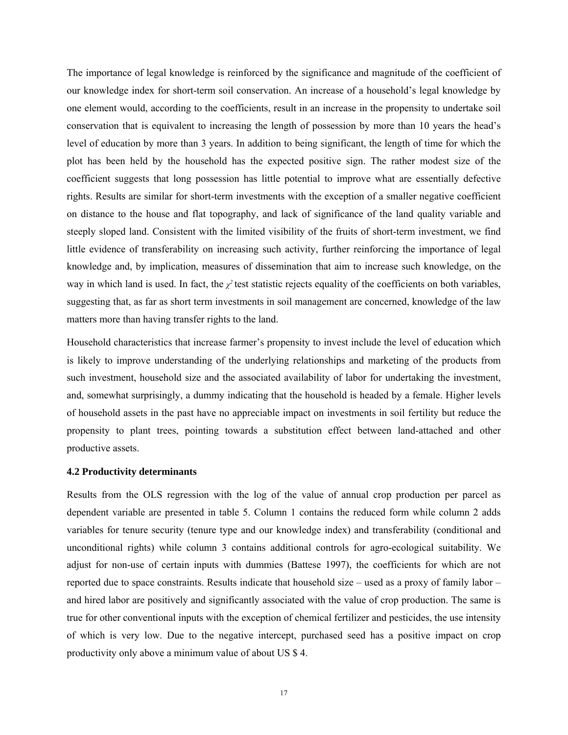The importance of legal knowledge is reinforced by the significance and magnitude of the coefficient of our knowledge index for short-term soil conservation. An increase of a household's legal knowledge by one element would, according to the coefficients, result in an increase in the propensity to undertake soil conservation that is equivalent to increasing the length of possession by more than 10 years the head's level of education by more than 3 years. In addition to being significant, the length of time for which the plot has been held by the household has the expected positive sign. The rather modest size of the coefficient suggests that long possession has little potential to improve what are essentially defective rights. Results are similar for short-term investments with the exception of a smaller negative coefficient on distance to the house and flat topography, and lack of significance of the land quality variable and steeply sloped land. Consistent with the limited visibility of the fruits of short-term investment, we find little evidence of transferability on increasing such activity, further reinforcing the importance of legal knowledge and, by implication, measures of dissemination that aim to increase such knowledge, on the way in which land is used. In fact, the $\chi^2$ test statistic rejects equality of the coefficients on both variables, suggesting that, as far as short term investments in soil management are concerned, knowledge of the law matters more than having transfer rights to the land.

Household characteristics that increase farmer's propensity to invest include the level of education which is likely to improve understanding of the underlying relationships and marketing of the products from such investment, household size and the associated availability of labor for undertaking the investment, and, somewhat surprisingly, a dummy indicating that the household is headed by a female. Higher levels of household assets in the past have no appreciable impact on investments in soil fertility but reduce the propensity to plant trees, pointing towards a substitution effect between land-attached and other productive assets.

### 4.2 Productivity determinants

Results from the OLS regression with the log of the value of annual crop production per parcel as dependent variable are presented in table 5. Column 1 contains the reduced form while column 2 adds variables for tenure security (tenure type and our knowledge index) and transferability (conditional and unconditional rights) while column 3 contains additional controls for agro-ecological suitability. We adjust for non-use of certain inputs with dummies (Battese 1997), the coefficients for which are not reported due to space constraints. Results indicate that household size – used as a proxy of family labor – and hired labor are positively and significantly associated with the value of crop production. The same is true for other conventional inputs with the exception of chemical fertilizer and pesticides, the use intensity of which is very low. Due to the negative intercept, purchased seed has a positive impact on crop productivity only above a minimum value of about US $ 4.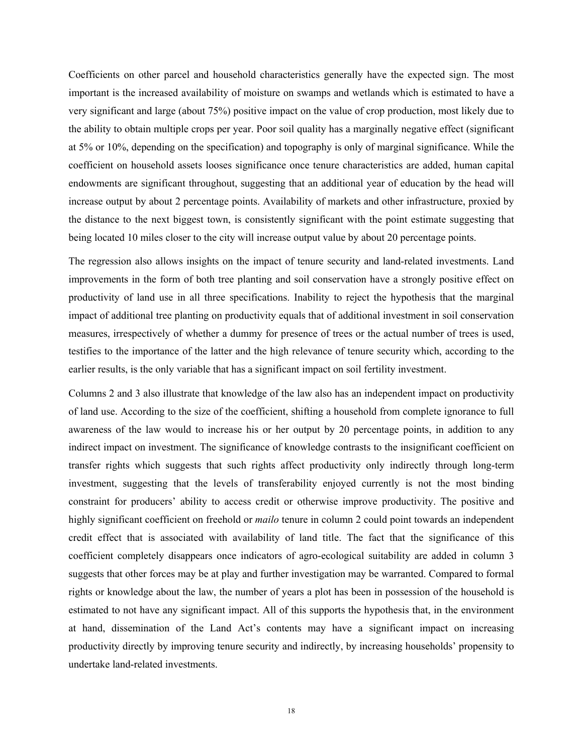Coefficients on other parcel and household characteristics generally have the expected sign. The most important is the increased availability of moisture on swamps and wetlands which is estimated to have a very significant and large (about 75%) positive impact on the value of crop production, most likely due to the ability to obtain multiple crops per year. Poor soil quality has a marginally negative effect (significant at 5% or 10%, depending on the specification) and topography is only of marginal significance. While the coefficient on household assets looses significance once tenure characteristics are added, human capital endowments are significant throughout, suggesting that an additional year of education by the head will increase output by about 2 percentage points. Availability of markets and other infrastructure, proxied by the distance to the next biggest town, is consistently significant with the point estimate suggesting that being located 10 miles closer to the city will increase output value by about 20 percentage points.

The regression also allows insights on the impact of tenure security and land-related investments. Land improvements in the form of both tree planting and soil conservation have a strongly positive effect on productivity of land use in all three specifications. Inability to reject the hypothesis that the marginal impact of additional tree planting on productivity equals that of additional investment in soil conservation measures, irrespectively of whether a dummy for presence of trees or the actual number of trees is used, testifies to the importance of the latter and the high relevance of tenure security which, according to the earlier results, is the only variable that has a significant impact on soil fertility investment.

Columns 2 and 3 also illustrate that knowledge of the law also has an independent impact on productivity of land use. According to the size of the coefficient, shifting a household from complete ignorance to full awareness of the law would to increase his or her output by 20 percentage points, in addition to any indirect impact on investment. The significance of knowledge contrasts to the insignificant coefficient on transfer rights which suggests that such rights affect productivity only indirectly through long-term investment, suggesting that the levels of transferability enjoyed currently is not the most binding constraint for producers' ability to access credit or otherwise improve productivity. The positive and highly significant coefficient on freehold or *mailo* tenure in column 2 could point towards an independent credit effect that is associated with availability of land title. The fact that the significance of this coefficient completely disappears once indicators of agro-ecological suitability are added in column 3 suggests that other forces may be at play and further investigation may be warranted. Compared to formal rights or knowledge about the law, the number of years a plot has been in possession of the household is estimated to not have any significant impact. All of this supports the hypothesis that, in the environment at hand, dissemination of the Land Act's contents may have a significant impact on increasing productivity directly by improving tenure security and indirectly, by increasing households' propensity to undertake land-related investments.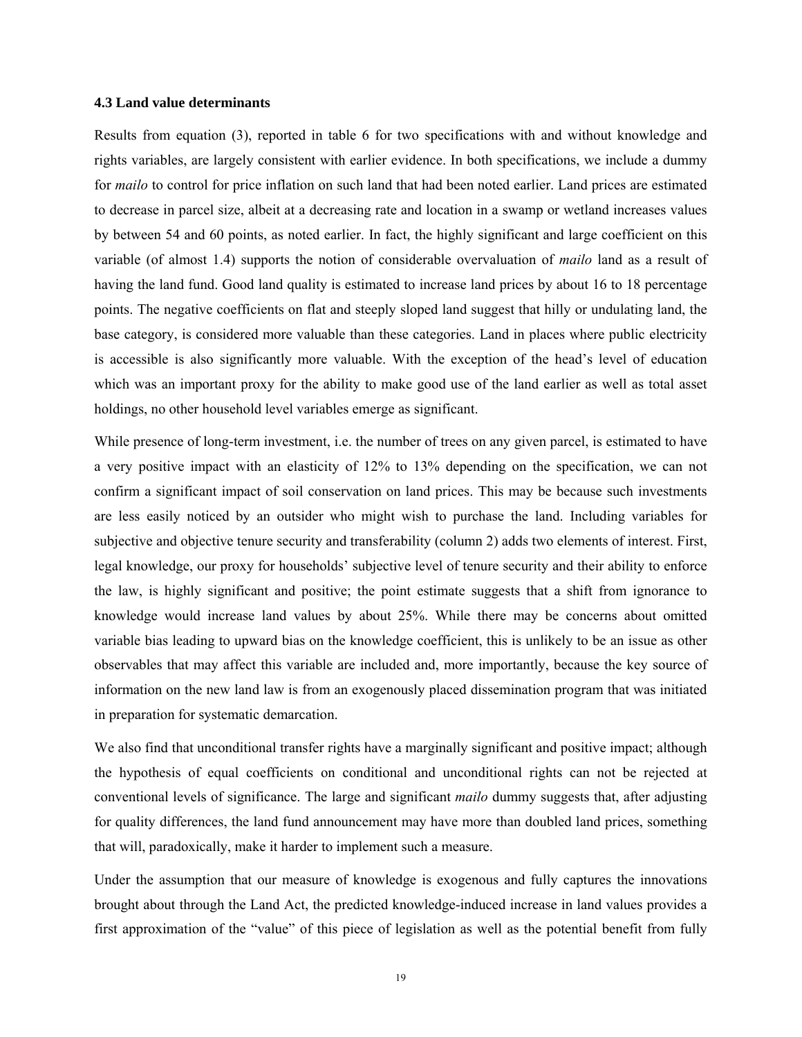### 4.3 Land value determinants

Results from equation (3), reported in table 6 for two specifications with and without knowledge and rights variables, are largely consistent with earlier evidence. In both specifications, we include a dummy for *mailo* to control for price inflation on such land that had been noted earlier. Land prices are estimated to decrease in parcel size, albeit at a decreasing rate and location in a swamp or wetland increases values by between 54 and 60 points, as noted earlier. In fact, the highly significant and large coefficient on this variable (of almost 1.4) supports the notion of considerable overvaluation of *mailo* land as a result of having the land fund. Good land quality is estimated to increase land prices by about 16 to 18 percentage points. The negative coefficients on flat and steeply sloped land suggest that hilly or undulating land, the base category, is considered more valuable than these categories. Land in places where public electricity is accessible is also significantly more valuable. With the exception of the head's level of education which was an important proxy for the ability to make good use of the land earlier as well as total asset holdings, no other household level variables emerge as significant.

While presence of long-term investment, i.e. the number of trees on any given parcel, is estimated to have a very positive impact with an elasticity of 12% to 13% depending on the specification, we can not confirm a significant impact of soil conservation on land prices. This may be because such investments are less easily noticed by an outsider who might wish to purchase the land. Including variables for subjective and objective tenure security and transferability (column 2) adds two elements of interest. First, legal knowledge, our proxy for households' subjective level of tenure security and their ability to enforce the law, is highly significant and positive; the point estimate suggests that a shift from ignorance to knowledge would increase land values by about 25%. While there may be concerns about omitted variable bias leading to upward bias on the knowledge coefficient, this is unlikely to be an issue as other observables that may affect this variable are included and, more importantly, because the key source of information on the new land law is from an exogenously placed dissemination program that was initiated in preparation for systematic demarcation.

We also find that unconditional transfer rights have a marginally significant and positive impact; although the hypothesis of equal coefficients on conditional and unconditional rights can not be rejected at conventional levels of significance. The large and significant *mailo* dummy suggests that, after adjusting for quality differences, the land fund announcement may have more than doubled land prices, something that will, paradoxically, make it harder to implement such a measure.

Under the assumption that our measure of knowledge is exogenous and fully captures the innovations brought about through the Land Act, the predicted knowledge-induced increase in land values provides a first approximation of the "value" of this piece of legislation as well as the potential benefit from fully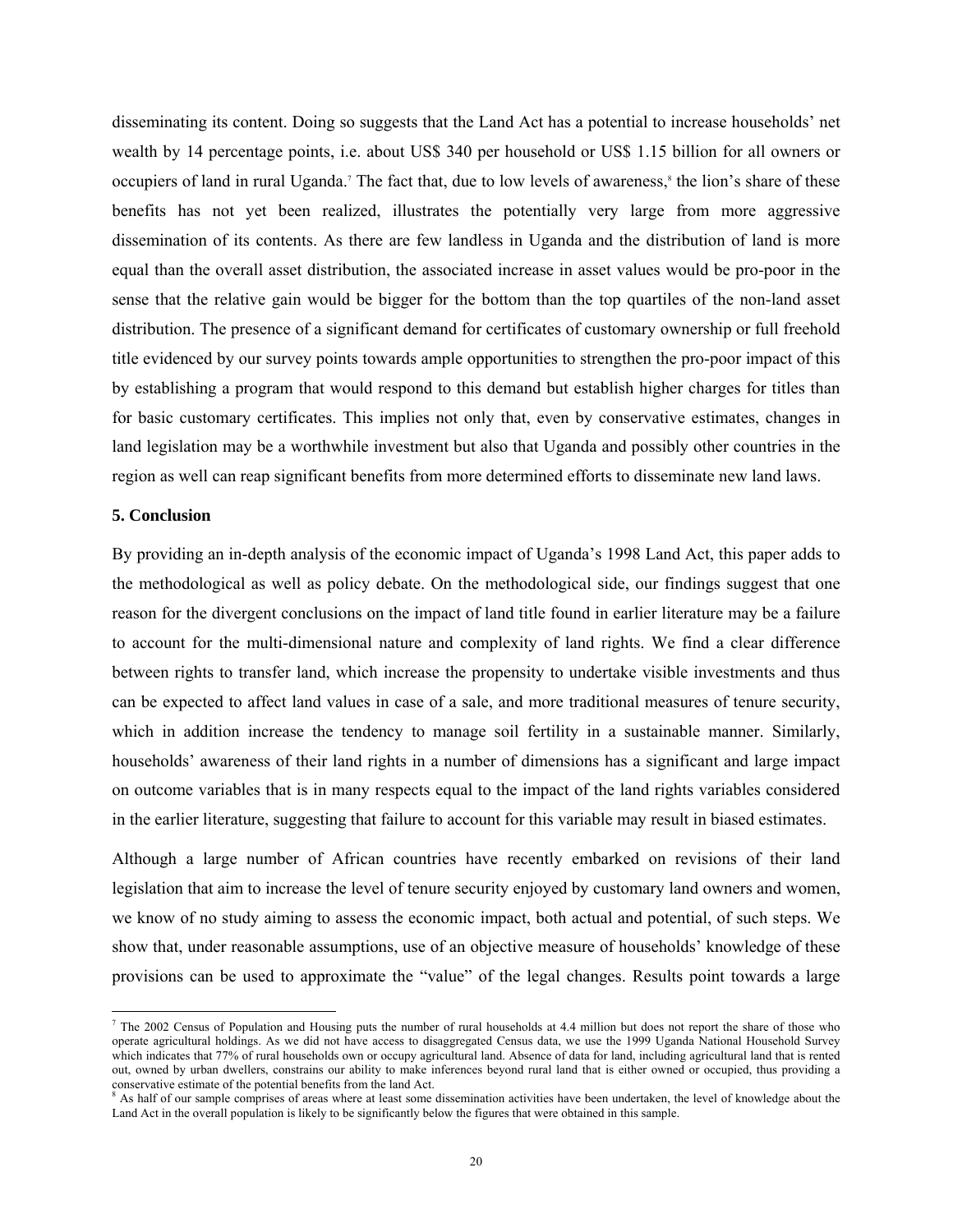disseminating its content. Doing so suggests that the Land Act has a potential to increase households' net wealth by 14 percentage points, i.e. about US$ 340 per household or US$ 1.15 billion for all owners or occupiers of land in rural Uganda.[7] The fact that, due to low levels of awareness,[8] the lion's share of these benefits has not yet been realized, illustrates the potentially very large from more aggressive dissemination of its contents. As there are few landless in Uganda and the distribution of land is more equal than the overall asset distribution, the associated increase in asset values would be pro-poor in the sense that the relative gain would be bigger for the bottom than the top quartiles of the non-land asset distribution. The presence of a significant demand for certificates of customary ownership or full freehold title evidenced by our survey points towards ample opportunities to strengthen the pro-poor impact of this by establishing a program that would respond to this demand but establish higher charges for titles than for basic customary certificates. This implies not only that, even by conservative estimates, changes in land legislation may be a worthwhile investment but also that Uganda and possibly other countries in the region as well can reap significant benefits from more determined efforts to disseminate new land laws.

## 5. Conclusion

By providing an in-depth analysis of the economic impact of Uganda's 1998 Land Act, this paper adds to the methodological as well as policy debate. On the methodological side, our findings suggest that one reason for the divergent conclusions on the impact of land title found in earlier literature may be a failure to account for the multi-dimensional nature and complexity of land rights. We find a clear difference between rights to transfer land, which increase the propensity to undertake visible investments and thus can be expected to affect land values in case of a sale, and more traditional measures of tenure security, which in addition increase the tendency to manage soil fertility in a sustainable manner. Similarly, households' awareness of their land rights in a number of dimensions has a significant and large impact on outcome variables that is in many respects equal to the impact of the land rights variables considered in the earlier literature, suggesting that failure to account for this variable may result in biased estimates.

Although a large number of African countries have recently embarked on revisions of their land legislation that aim to increase the level of tenure security enjoyed by customary land owners and women, we know of no study aiming to assess the economic impact, both actual and potential, of such steps. We show that, under reasonable assumptions, use of an objective measure of households' knowledge of these provisions can be used to approximate the "value" of the legal changes. Results point towards a large

---

[7] The 2002 Census of Population and Housing puts the number of rural households at 4.4 million but does not report the share of those who operate agricultural holdings. As we did not have access to disaggregated Census data, we use the 1999 Uganda National Household Survey which indicates that 77% of rural households own or occupy agricultural land. Absence of data for land, including agricultural land that is rented out, owned by urban dwellers, constrains our ability to make inferences beyond rural land that is either owned or occupied, thus providing a conservative estimate of the potential benefits from the land Act.

[8] As half of our sample comprises of areas where at least some dissemination activities have been undertaken, the level of knowledge about the Land Act in the overall population is likely to be significantly below the figures that were obtained in this sample.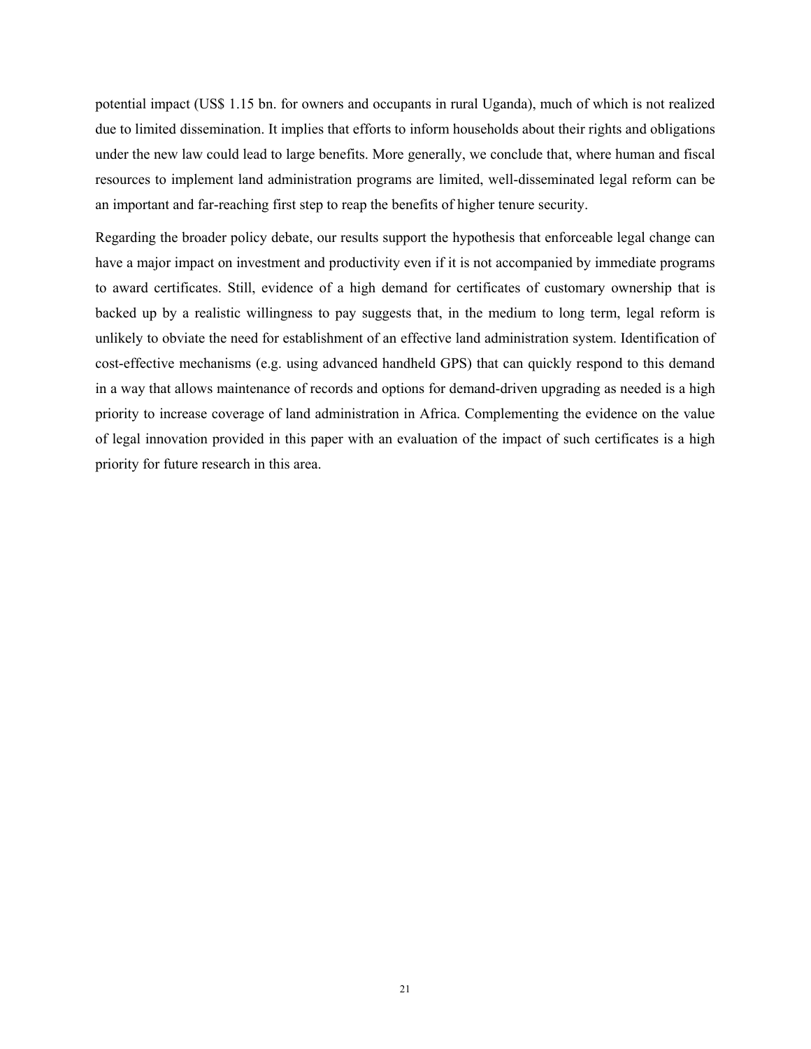potential impact (US$ 1.15 bn. for owners and occupants in rural Uganda), much of which is not realized due to limited dissemination. It implies that efforts to inform households about their rights and obligations under the new law could lead to large benefits. More generally, we conclude that, where human and fiscal resources to implement land administration programs are limited, well-disseminated legal reform can be an important and far-reaching first step to reap the benefits of higher tenure security.

Regarding the broader policy debate, our results support the hypothesis that enforceable legal change can have a major impact on investment and productivity even if it is not accompanied by immediate programs to award certificates. Still, evidence of a high demand for certificates of customary ownership that is backed up by a realistic willingness to pay suggests that, in the medium to long term, legal reform is unlikely to obviate the need for establishment of an effective land administration system. Identification of cost-effective mechanisms (e.g. using advanced handheld GPS) that can quickly respond to this demand in a way that allows maintenance of records and options for demand-driven upgrading as needed is a high priority to increase coverage of land administration in Africa. Complementing the evidence on the value of legal innovation provided in this paper with an evaluation of the impact of such certificates is a high priority for future research in this area.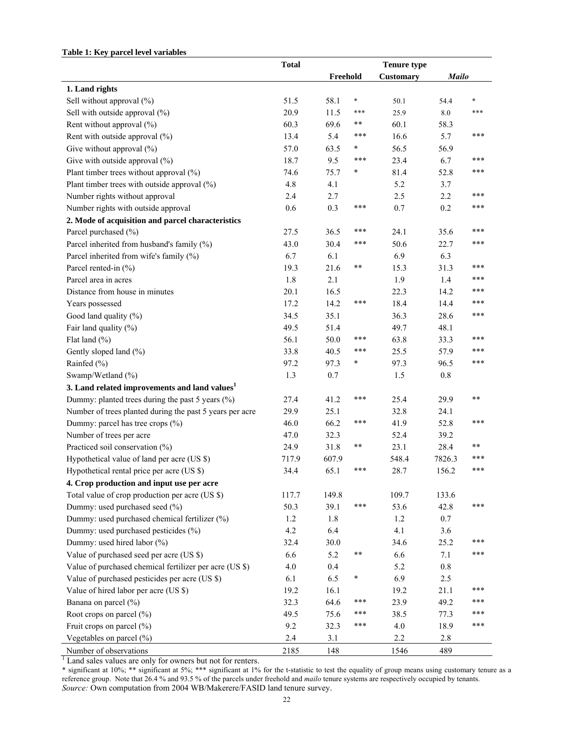**Table 1: Key parcel level variables**

| | Total | Tenure type | | | | |
|---|---|---|---|---|---|---|
| | | Freehold | | Customary | *Mailo* | |
| **1. Land rights** | | | | | | |
| Sell without approval (%) | 51.5 | 58.1 | * | 50.1 | 54.4 | * |
| Sell with outside approval (%) | 20.9 | 11.5 | *** | 25.9 | 8.0 | *** |
| Rent without approval (%) | 60.3 | 69.6 | ** | 60.1 | 58.3 | |
| Rent with outside approval (%) | 13.4 | 5.4 | *** | 16.6 | 5.7 | *** |
| Give without approval (%) | 57.0 | 63.5 | * | 56.5 | 56.9 | |
| Give with outside approval (%) | 18.7 | 9.5 | *** | 23.4 | 6.7 | *** |
| Plant timber trees without approval (%) | 74.6 | 75.7 | * | 81.4 | 52.8 | *** |
| Plant timber trees with outside approval (%) | 4.8 | 4.1 | | 5.2 | 3.7 | |
| Number rights without approval | 2.4 | 2.7 | | 2.5 | 2.2 | *** |
| Number rights with outside approval | 0.6 | 0.3 | *** | 0.7 | 0.2 | *** |
| **2. Mode of acquisition and parcel characteristics** | | | | | | |
| Parcel purchased (%) | 27.5 | 36.5 | *** | 24.1 | 35.6 | *** |
| Parcel inherited from husband's family (%) | 43.0 | 30.4 | *** | 50.6 | 22.7 | *** |
| Parcel inherited from wife's family (%) | 6.7 | 6.1 | | 6.9 | 6.3 | |
| Parcel rented-in (%) | 19.3 | 21.6 | ** | 15.3 | 31.3 | *** |
| Parcel area in acres | 1.8 | 2.1 | | 1.9 | 1.4 | *** |
| Distance from house in minutes | 20.1 | 16.5 | | 22.3 | 14.2 | *** |
| Years possessed | 17.2 | 14.2 | *** | 18.4 | 14.4 | *** |
| Good land quality (%) | 34.5 | 35.1 | | 36.3 | 28.6 | *** |
| Fair land quality (%) | 49.5 | 51.4 | | 49.7 | 48.1 | |
| Flat land (%) | 56.1 | 50.0 | *** | 63.8 | 33.3 | *** |
| Gently sloped land (%) | 33.8 | 40.5 | *** | 25.5 | 57.9 | *** |
| Rainfed (%) | 97.2 | 97.3 | * | 97.3 | 96.5 | *** |
| Swamp/Wetland (%) | 1.3 | 0.7 | | 1.5 | 0.8 | |
| **3. Land related improvements and land values**[1] | | | | | | |
| Dummy: planted trees during the past 5 years (%) | 27.4 | 41.2 | *** | 25.4 | 29.9 | ** |
| Number of trees planted during the past 5 years per acre | 29.9 | 25.1 | | 32.8 | 24.1 | |
| Dummy: parcel has tree crops (%) | 46.0 | 66.2 | *** | 41.9 | 52.8 | *** |
| Number of trees per acre | 47.0 | 32.3 | | 52.4 | 39.2 | |
| Practiced soil conservation (%) | 24.9 | 31.8 | ** | 23.1 | 28.4 | ** |
| Hypothetical value of land per acre (US $) | 717.9 | 607.9 | | 548.4 | 7826.3 | *** |
| Hypothetical rental price per acre (US $) | 34.4 | 65.1 | *** | 28.7 | 156.2 | *** |
| **4. Crop production and input use per acre** | | | | | | |
| Total value of crop production per acre (US $) | 117.7 | 149.8 | | 109.7 | 133.6 | |
| Dummy: used purchased seed (%) | 50.3 | 39.1 | *** | 53.6 | 42.8 | *** |
| Dummy: used purchased chemical fertilizer (%) | 1.2 | 1.8 | | 1.2 | 0.7 | |
| Dummy: used purchased pesticides (%) | 4.2 | 6.4 | | 4.1 | 3.6 | |
| Dummy: used hired labor (%) | 32.4 | 30.0 | | 34.6 | 25.2 | *** |
| Value of purchased seed per acre (US $) | 6.6 | 5.2 | ** | 6.6 | 7.1 | *** |
| Value of purchased chemical fertilizer per acre (US $) | 4.0 | 0.4 | | 5.2 | 0.8 | |
| Value of purchased pesticides per acre (US $) | 6.1 | 6.5 | * | 6.9 | 2.5 | |
| Value of hired labor per acre (US $) | 19.2 | 16.1 | | 19.2 | 21.1 | *** |
| Banana on parcel (%) | 32.3 | 64.6 | *** | 23.9 | 49.2 | *** |
| Root crops on parcel (%) | 49.5 | 75.6 | *** | 38.5 | 77.3 | *** |
| Fruit crops on parcel (%) | 9.2 | 32.3 | *** | 4.0 | 18.9 | *** |
| Vegetables on parcel (%) | 2.4 | 3.1 | | 2.2 | 2.8 | |
| Number of observations | 2185 | 148 | | 1546 | 489 | |

[1] Land sales values are only for owners but not for renters.

* significant at 10%; ** significant at 5%; *** significant at 1% for the t-statistic to test the equality of group means using customary tenure as a reference group. Note that 26.4 % and 93.5 % of the parcels under freehold and *mailo* tenure systems are respectively occupied by tenants.

*Source:* Own computation from 2004 WB/Makerere/FASID land tenure survey.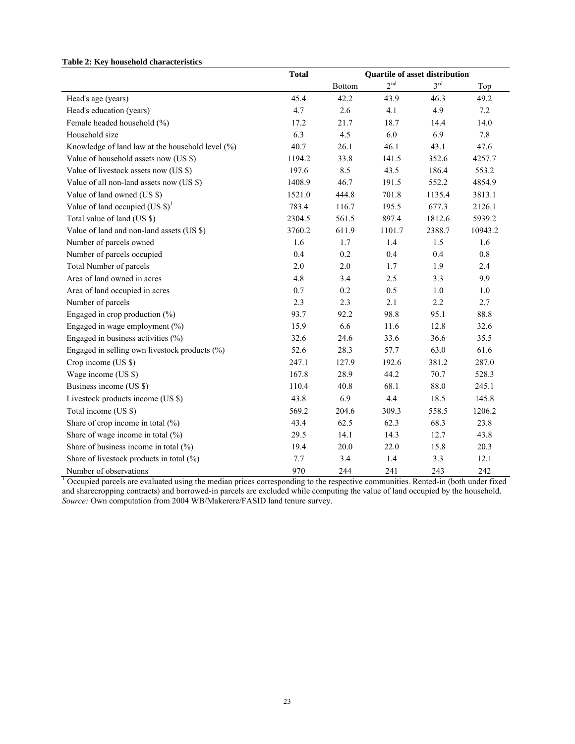**Table 2: Key household characteristics**

| | Total | Quartile of asset distribution | | | |
|---|---|---|---|---|---|
| | | Bottom | 2nd | 3rd | Top |
| Head's age (years) | 45.4 | 42.2 | 43.9 | 46.3 | 49.2 |
| Head's education (years) | 4.7 | 2.6 | 4.1 | 4.9 | 7.2 |
| Female headed household (%) | 17.2 | 21.7 | 18.7 | 14.4 | 14.0 |
| Household size | 6.3 | 4.5 | 6.0 | 6.9 | 7.8 |
| Knowledge of land law at the household level (%) | 40.7 | 26.1 | 46.1 | 43.1 | 47.6 |
| Value of household assets now (US $) | 1194.2 | 33.8 | 141.5 | 352.6 | 4257.7 |
| Value of livestock assets now (US $) | 197.6 | 8.5 | 43.5 | 186.4 | 553.2 |
| Value of all non-land assets now (US $) | 1408.9 | 46.7 | 191.5 | 552.2 | 4854.9 |
| Value of land owned (US $) | 1521.0 | 444.8 | 701.8 | 1135.4 | 3813.1 |
| Value of land occupied (US $)[1] | 783.4 | 116.7 | 195.5 | 677.3 | 2126.1 |
| Total value of land (US $) | 2304.5 | 561.5 | 897.4 | 1812.6 | 5939.2 |
| Value of land and non-land assets (US $) | 3760.2 | 611.9 | 1101.7 | 2388.7 | 10943.2 |
| Number of parcels owned | 1.6 | 1.7 | 1.4 | 1.5 | 1.6 |
| Number of parcels occupied | 0.4 | 0.2 | 0.4 | 0.4 | 0.8 |
| Total Number of parcels | 2.0 | 2.0 | 1.7 | 1.9 | 2.4 |
| Area of land owned in acres | 4.8 | 3.4 | 2.5 | 3.3 | 9.9 |
| Area of land occupied in acres | 0.7 | 0.2 | 0.5 | 1.0 | 1.0 |
| Number of parcels | 2.3 | 2.3 | 2.1 | 2.2 | 2.7 |
| Engaged in crop production (%) | 93.7 | 92.2 | 98.8 | 95.1 | 88.8 |
| Engaged in wage employment (%) | 15.9 | 6.6 | 11.6 | 12.8 | 32.6 |
| Engaged in business activities (%) | 32.6 | 24.6 | 33.6 | 36.6 | 35.5 |
| Engaged in selling own livestock products (%) | 52.6 | 28.3 | 57.7 | 63.0 | 61.6 |
| Crop income (US $) | 247.1 | 127.9 | 192.6 | 381.2 | 287.0 |
| Wage income (US $) | 167.8 | 28.9 | 44.2 | 70.7 | 528.3 |
| Business income (US $) | 110.4 | 40.8 | 68.1 | 88.0 | 245.1 |
| Livestock products income (US $) | 43.8 | 6.9 | 4.4 | 18.5 | 145.8 |
| Total income (US $) | 569.2 | 204.6 | 309.3 | 558.5 | 1206.2 |
| Share of crop income in total (%) | 43.4 | 62.5 | 62.3 | 68.3 | 23.8 |
| Share of wage income in total (%) | 29.5 | 14.1 | 14.3 | 12.7 | 43.8 |
| Share of business income in total (%) | 19.4 | 20.0 | 22.0 | 15.8 | 20.3 |
| Share of livestock products in total (%) | 7.7 | 3.4 | 1.4 | 3.3 | 12.1 |
| Number of observations | 970 | 244 | 241 | 243 | 242 |

[1] Occupied parcels are evaluated using the median prices corresponding to the respective communities. Rented-in (both under fixed and sharecropping contracts) and borrowed-in parcels are excluded while computing the value of land occupied by the household.
*Source:* Own computation from 2004 WB/Makerere/FASID land tenure survey.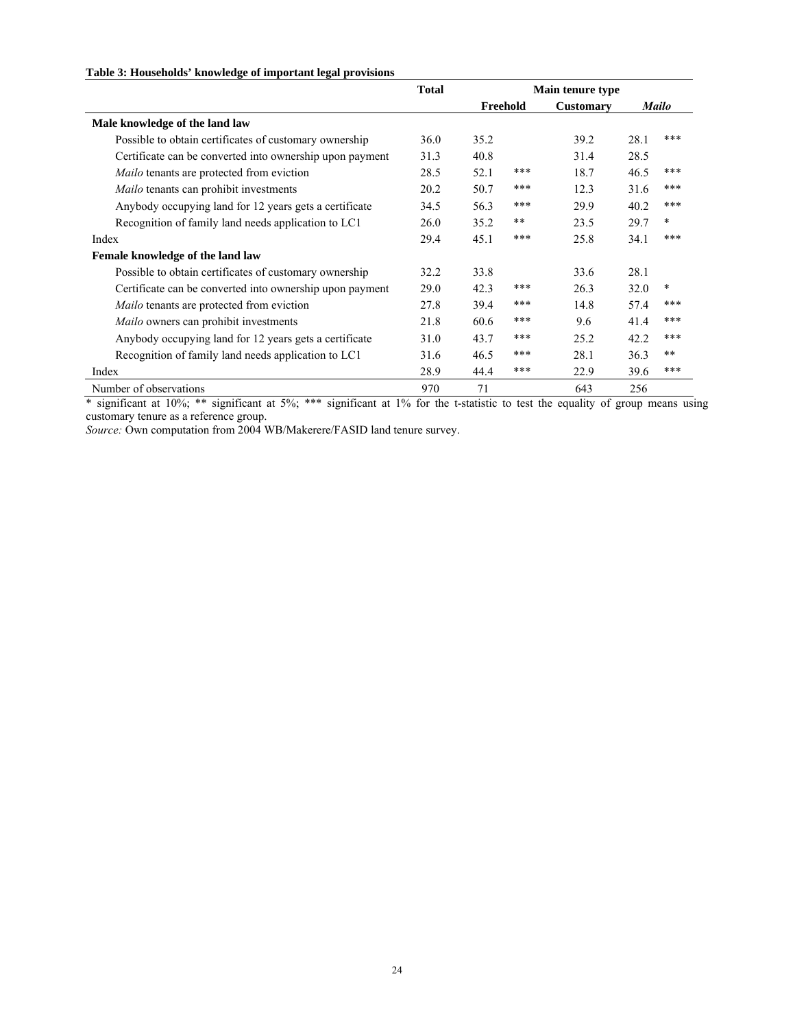**Table 3: Households' knowledge of important legal provisions**

| | Total | Main tenure type | | | | |
|---|---|---|---|---|---|---|
| | | Freehold | | Customary | *Mailo* | |
| **Male knowledge of the land law** | | | | | | |
| Possible to obtain certificates of customary ownership | 36.0 | 35.2 | | 39.2 | 28.1 | *** |
| Certificate can be converted into ownership upon payment | 31.3 | 40.8 | | 31.4 | 28.5 | |
| *Mailo* tenants are protected from eviction | 28.5 | 52.1 | *** | 18.7 | 46.5 | *** |
| *Mailo* tenants can prohibit investments | 20.2 | 50.7 | *** | 12.3 | 31.6 | *** |
| Anybody occupying land for 12 years gets a certificate | 34.5 | 56.3 | *** | 29.9 | 40.2 | *** |
| Recognition of family land needs application to LC1 | 26.0 | 35.2 | ** | 23.5 | 29.7 | * |
| Index | 29.4 | 45.1 | *** | 25.8 | 34.1 | *** |
| **Female knowledge of the land law** | | | | | | |
| Possible to obtain certificates of customary ownership | 32.2 | 33.8 | | 33.6 | 28.1 | |
| Certificate can be converted into ownership upon payment | 29.0 | 42.3 | *** | 26.3 | 32.0 | * |
| *Mailo* tenants are protected from eviction | 27.8 | 39.4 | *** | 14.8 | 57.4 | *** |
| *Mailo* owners can prohibit investments | 21.8 | 60.6 | *** | 9.6 | 41.4 | *** |
| Anybody occupying land for 12 years gets a certificate | 31.0 | 43.7 | *** | 25.2 | 42.2 | *** |
| Recognition of family land needs application to LC1 | 31.6 | 46.5 | *** | 28.1 | 36.3 | ** |
| Index | 28.9 | 44.4 | *** | 22.9 | 39.6 | *** |
| Number of observations | 970 | 71 | | 643 | 256 | |

* significant at 10%; ** significant at 5%; *** significant at 1% for the t-statistic to test the equality of group means using customary tenure as a reference group.

*Source:* Own computation from 2004 WB/Makerere/FASID land tenure survey.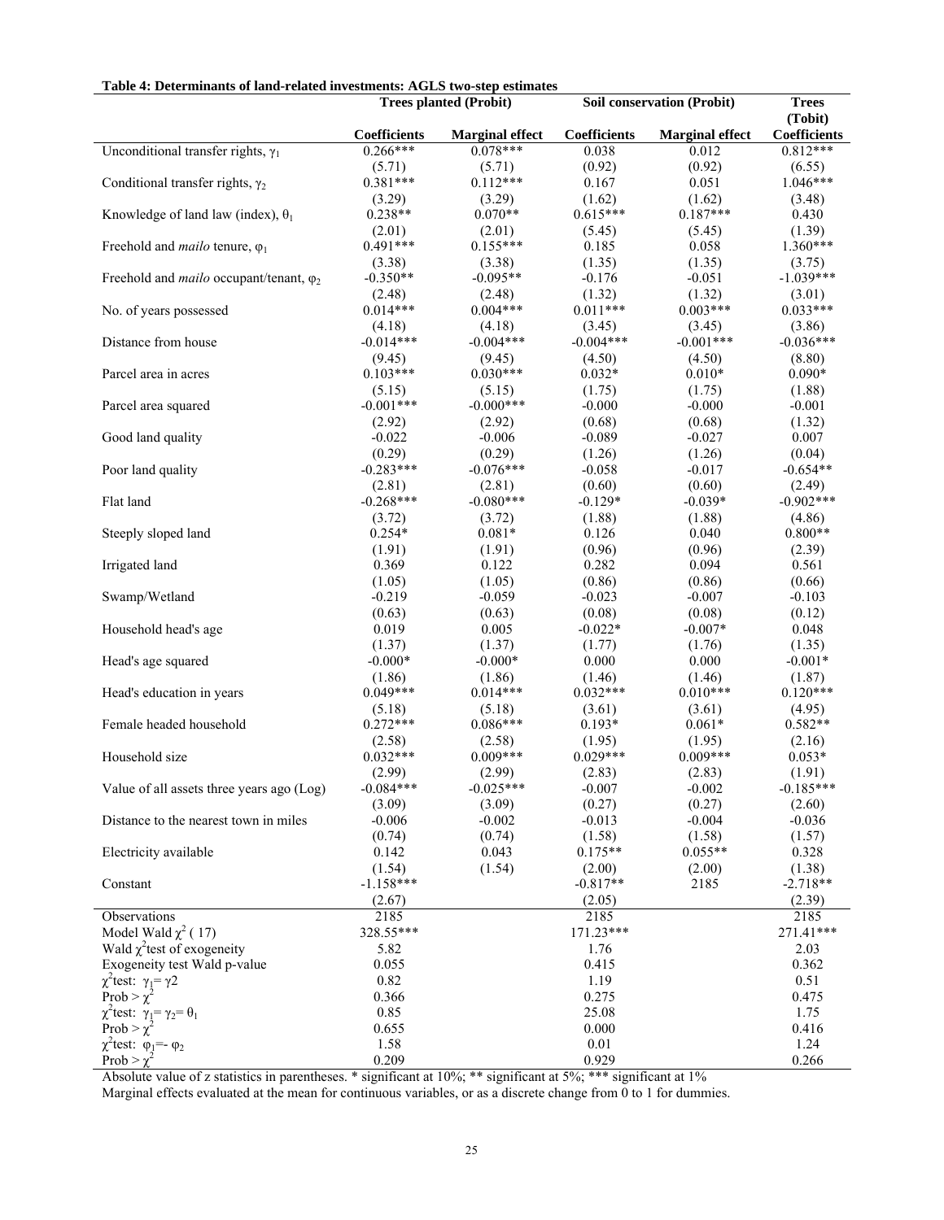**Table 4: Determinants of land-related investments: AGLS two-step estimates**

| | Trees planted (Probit) | | Soil conservation (Probit) | | Trees (Tobit) |
|---|---|---|---|---|---|
| | Coefficients | Marginal effect | Coefficients | Marginal effect | Coefficients |
| Unconditional transfer rights, $\gamma_1$ | 0.266*** | 0.078*** | 0.038 | 0.012 | 0.812*** |
| | (5.71) | (5.71) | (0.92) | (0.92) | (6.55) |
| Conditional transfer rights, $\gamma_2$ | 0.381*** | 0.112*** | 0.167 | 0.051 | 1.046*** |
| | (3.29) | (3.29) | (1.62) | (1.62) | (3.48) |
| Knowledge of land law (index), $\theta_1$ | 0.238** | 0.070** | 0.615*** | 0.187*** | 0.430 |
| | (2.01) | (2.01) | (5.45) | (5.45) | (1.39) |
| Freehold and *mailo* tenure, $\varphi_1$ | 0.491*** | 0.155*** | 0.185 | 0.058 | 1.360*** |
| | (3.38) | (3.38) | (1.35) | (1.35) | (3.75) |
| Freehold and *mailo* occupant/tenant, $\varphi_2$ | -0.350** | -0.095** | -0.176 | -0.051 | -1.039*** |
| | (2.48) | (2.48) | (1.32) | (1.32) | (3.01) |
| No. of years possessed | 0.014*** | 0.004*** | 0.011*** | 0.003*** | 0.033*** |
| | (4.18) | (4.18) | (3.45) | (3.45) | (3.86) |
| Distance from house | -0.014*** | -0.004*** | -0.004*** | -0.001*** | -0.036*** |
| | (9.45) | (9.45) | (4.50) | (4.50) | (8.80) |
| Parcel area in acres | 0.103*** | 0.030*** | 0.032* | 0.010* | 0.090* |
| | (5.15) | (5.15) | (1.75) | (1.75) | (1.88) |
| Parcel area squared | -0.001*** | -0.000*** | -0.000 | -0.000 | -0.001 |
| | (2.92) | (2.92) | (0.68) | (0.68) | (1.32) |
| Good land quality | -0.022 | -0.006 | -0.089 | -0.027 | 0.007 |
| | (0.29) | (0.29) | (1.26) | (1.26) | (0.04) |
| Poor land quality | -0.283*** | -0.076*** | -0.058 | -0.017 | -0.654** |
| | (2.81) | (2.81) | (0.60) | (0.60) | (2.49) |
| Flat land | -0.268*** | -0.080*** | -0.129* | -0.039* | -0.902*** |
| | (3.72) | (3.72) | (1.88) | (1.88) | (4.86) |
| Steeply sloped land | 0.254* | 0.081* | 0.126 | 0.040 | 0.800** |
| | (1.91) | (1.91) | (0.96) | (0.96) | (2.39) |
| Irrigated land | 0.369 | 0.122 | 0.282 | 0.094 | 0.561 |
| | (1.05) | (1.05) | (0.86) | (0.86) | (0.66) |
| Swamp/Wetland | -0.219 | -0.059 | -0.023 | -0.007 | -0.103 |
| | (0.63) | (0.63) | (0.08) | (0.08) | (0.12) |
| Household head's age | 0.019 | 0.005 | -0.022* | -0.007* | 0.048 |
| | (1.37) | (1.37) | (1.77) | (1.76) | (1.35) |
| Head's age squared | -0.000* | -0.000* | 0.000 | 0.000 | -0.001* |
| | (1.86) | (1.86) | (1.46) | (1.46) | (1.87) |
| Head's education in years | 0.049*** | 0.014*** | 0.032*** | 0.010*** | 0.120*** |
| | (5.18) | (5.18) | (3.61) | (3.61) | (4.95) |
| Female headed household | 0.272*** | 0.086*** | 0.193* | 0.061* | 0.582** |
| | (2.58) | (2.58) | (1.95) | (1.95) | (2.16) |
| Household size | 0.032*** | 0.009*** | 0.029*** | 0.009*** | 0.053* |
| | (2.99) | (2.99) | (2.83) | (2.83) | (1.91) |
| Value of all assets three years ago (Log) | -0.084*** | -0.025*** | -0.007 | -0.002 | -0.185*** |
| | (3.09) | (3.09) | (0.27) | (0.27) | (2.60) |
| Distance to the nearest town in miles | -0.006 | -0.002 | -0.013 | -0.004 | -0.036 |
| | (0.74) | (0.74) | (1.58) | (1.58) | (1.57) |
| Electricity available | 0.142 | 0.043 | 0.175** | 0.055** | 0.328 |
| | (1.54) | (1.54) | (2.00) | (2.00) | (1.38) |
| Constant | -1.158*** | | -0.817** | 2185 | -2.718** |
| | (2.67) | | (2.05) | | (2.39) |
| Observations | 2185 | | 2185 | | 2185 |
| Model Wald $\chi^2$ ( 17) | 328.55*** | | 171.23*** | | 271.41*** |
| Wald $\chi^2$test of exogeneity | 5.82 | | 1.76 | | 2.03 |
| Exogeneity test Wald p-value | 0.055 | | 0.415 | | 0.362 |
| $\chi^2$test: $\gamma_1 = \gamma 2$ | 0.82 | | 1.19 | | 0.51 |
| Prob > $\chi^2$ | 0.366 | | 0.275 | | 0.475 |
| $\chi^2$test: $\gamma_1 = \gamma_2 = \theta_1$ | 0.85 | | 25.08 | | 1.75 |
| Prob > $\chi^2$ | 0.655 | | 0.000 | | 0.416 |
| $\chi^2$test: $\varphi_1 = -\varphi_2$ | 1.58 | | 0.01 | | 1.24 |
| Prob > $\chi^2$ | 0.209 | | 0.929 | | 0.266 |

Absolute value of z statistics in parentheses. * significant at 10%; ** significant at 5%; *** significant at 1%
Marginal effects evaluated at the mean for continuous variables, or as a discrete change from 0 to 1 for dummies.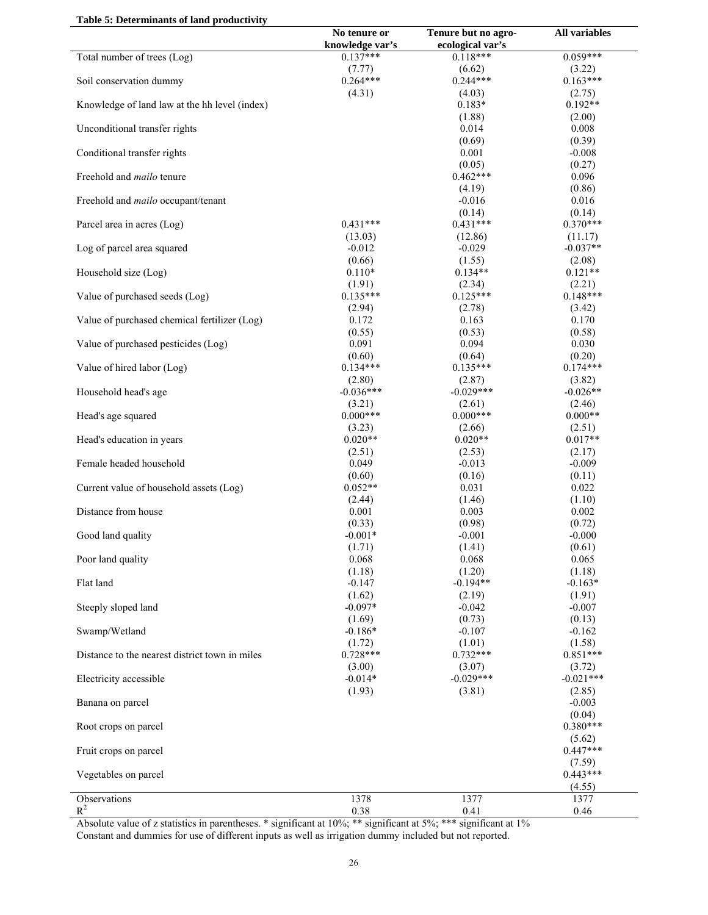**Table 5: Determinants of land productivity**

| | No tenure or knowledge var's | Tenure but no agro-ecological var's | All variables |
|---|---|---|---|
| Total number of trees (Log) | 0.137*** | 0.118*** | 0.059*** |
| | (7.77) | (6.62) | (3.22) |
| Soil conservation dummy | 0.264*** | 0.244*** | 0.163*** |
| | (4.31) | (4.03) | (2.75) |
| Knowledge of land law at the hh level (index) | | 0.183* | 0.192** |
| | | (1.88) | (2.00) |
| Unconditional transfer rights | | 0.014 | 0.008 |
| | | (0.69) | (0.39) |
| Conditional transfer rights | | 0.001 | -0.008 |
| | | (0.05) | (0.27) |
| Freehold and *mailo* tenure | | 0.462*** | 0.096 |
| | | (4.19) | (0.86) |
| Freehold and *mailo* occupant/tenant | | -0.016 | 0.016 |
| | | (0.14) | (0.14) |
| Parcel area in acres (Log) | 0.431*** | 0.431*** | 0.370*** |
| | (13.03) | (12.86) | (11.17) |
| Log of parcel area squared | -0.012 | -0.029 | -0.037** |
| | (0.66) | (1.55) | (2.08) |
| Household size (Log) | 0.110* | 0.134** | 0.121** |
| | (1.91) | (2.34) | (2.21) |
| Value of purchased seeds (Log) | 0.135*** | 0.125*** | 0.148*** |
| | (2.94) | (2.78) | (3.42) |
| Value of purchased chemical fertilizer (Log) | 0.172 | 0.163 | 0.170 |
| | (0.55) | (0.53) | (0.58) |
| Value of purchased pesticides (Log) | 0.091 | 0.094 | 0.030 |
| | (0.60) | (0.64) | (0.20) |
| Value of hired labor (Log) | 0.134*** | 0.135*** | 0.174*** |
| | (2.80) | (2.87) | (3.82) |
| Household head's age | -0.036*** | -0.029*** | -0.026** |
| | (3.21) | (2.61) | (2.46) |
| Head's age squared | 0.000*** | 0.000*** | 0.000** |
| | (3.23) | (2.66) | (2.51) |
| Head's education in years | 0.020** | 0.020** | 0.017** |
| | (2.51) | (2.53) | (2.17) |
| Female headed household | 0.049 | -0.013 | -0.009 |
| | (0.60) | (0.16) | (0.11) |
| Current value of household assets (Log) | 0.052** | 0.031 | 0.022 |
| | (2.44) | (1.46) | (1.10) |
| Distance from house | 0.001 | 0.003 | 0.002 |
| | (0.33) | (0.98) | (0.72) |
| Good land quality | -0.001* | -0.001 | -0.000 |
| | (1.71) | (1.41) | (0.61) |
| Poor land quality | 0.068 | 0.068 | 0.065 |
| | (1.18) | (1.20) | (1.18) |
| Flat land | -0.147 | -0.194** | -0.163* |
| | (1.62) | (2.19) | (1.91) |
| Steeply sloped land | -0.097* | -0.042 | -0.007 |
| | (1.69) | (0.73) | (0.13) |
| Swamp/Wetland | -0.186* | -0.107 | -0.162 |
| | (1.72) | (1.01) | (1.58) |
| Distance to the nearest district town in miles | 0.728*** | 0.732*** | 0.851*** |
| | (3.00) | (3.07) | (3.72) |
| Electricity accessible | -0.014* | -0.029*** | -0.021*** |
| | (1.93) | (3.81) | (2.85) |
| Banana on parcel | | | -0.003 |
| | | | (0.04) |
| Root crops on parcel | | | 0.380*** |
| | | | (5.62) |
| Fruit crops on parcel | | | 0.447*** |
| | | | (7.59) |
| Vegetables on parcel | | | 0.443*** |
| | | | (4.55) |
| Observations | 1378 | 1377 | 1377 |
| $R^2$ | 0.38 | 0.41 | 0.46 |

Absolute value of z statistics in parentheses. * significant at 10%; ** significant at 5%; *** significant at 1%
Constant and dummies for use of different inputs as well as irrigation dummy included but not reported.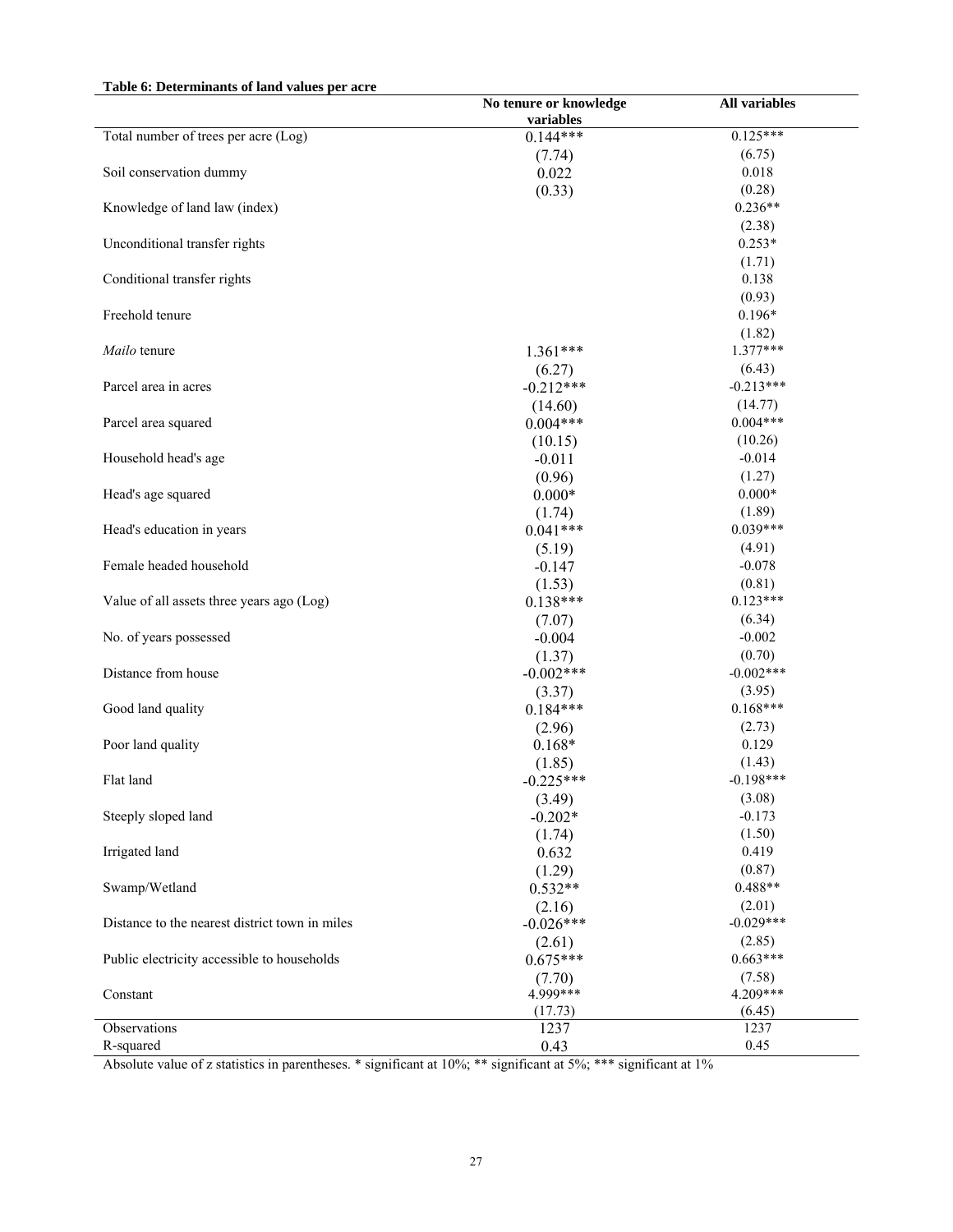**Table 6: Determinants of land values per acre**

| | No tenure or knowledge variables | All variables |
|---|---|---|
| Total number of trees per acre (Log) | 0.144*** | 0.125*** |
| | (7.74) | (6.75) |
| Soil conservation dummy | 0.022 | 0.018 |
| | (0.33) | (0.28) |
| Knowledge of land law (index) | | 0.236** |
| | | (2.38) |
| Unconditional transfer rights | | 0.253* |
| | | (1.71) |
| Conditional transfer rights | | 0.138 |
| | | (0.93) |
| Freehold tenure | | 0.196* |
| | | (1.82) |
| *Mailo* tenure | 1.361*** | 1.377*** |
| | (6.27) | (6.43) |
| Parcel area in acres | -0.212*** | -0.213*** |
| | (14.60) | (14.77) |
| Parcel area squared | 0.004*** | 0.004*** |
| | (10.15) | (10.26) |
| Household head's age | -0.011 | -0.014 |
| | (0.96) | (1.27) |
| Head's age squared | 0.000* | 0.000* |
| | (1.74) | (1.89) |
| Head's education in years | 0.041*** | 0.039*** |
| | (5.19) | (4.91) |
| Female headed household | -0.147 | -0.078 |
| | (1.53) | (0.81) |
| Value of all assets three years ago (Log) | 0.138*** | 0.123*** |
| | (7.07) | (6.34) |
| No. of years possessed | -0.004 | -0.002 |
| | (1.37) | (0.70) |
| Distance from house | -0.002*** | -0.002*** |
| | (3.37) | (3.95) |
| Good land quality | 0.184*** | 0.168*** |
| | (2.96) | (2.73) |
| Poor land quality | 0.168* | 0.129 |
| | (1.85) | (1.43) |
| Flat land | -0.225*** | -0.198*** |
| | (3.49) | (3.08) |
| Steeply sloped land | -0.202* | -0.173 |
| | (1.74) | (1.50) |
| Irrigated land | 0.632 | 0.419 |
| | (1.29) | (0.87) |
| Swamp/Wetland | 0.532** | 0.488** |
| | (2.16) | (2.01) |
| Distance to the nearest district town in miles | -0.026*** | -0.029*** |
| | (2.61) | (2.85) |
| Public electricity accessible to households | 0.675*** | 0.663*** |
| | (7.70) | (7.58) |
| Constant | 4.999*** | 4.209*** |
| | (17.73) | (6.45) |
| Observations | 1237 | 1237 |
| R-squared | 0.43 | 0.45 |

Absolute value of z statistics in parentheses. * significant at 10%; ** significant at 5%; *** significant at 1%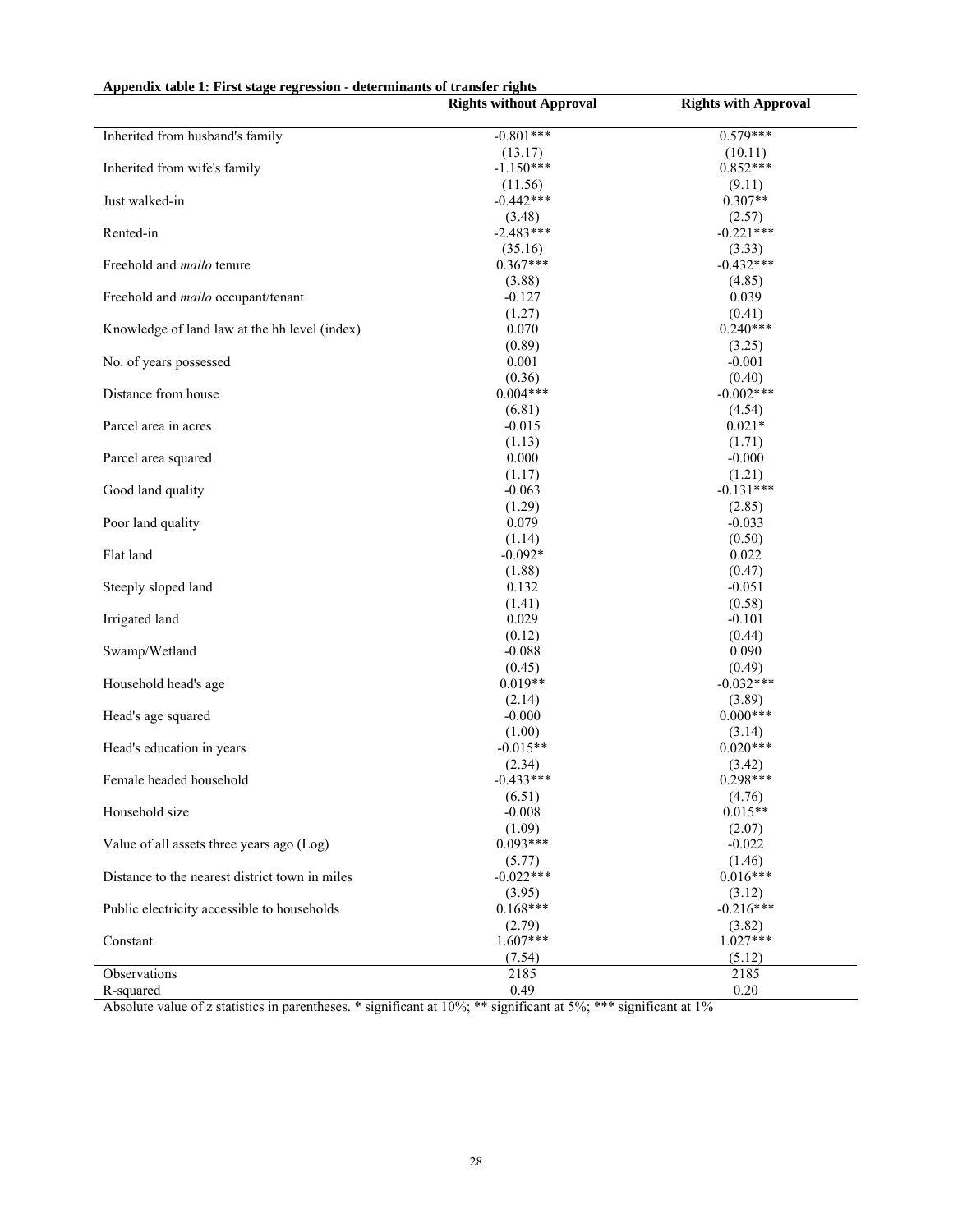**Appendix table 1: First stage regression - determinants of transfer rights**

| | Rights without Approval | Rights with Approval |
|---|---|---|
| Inherited from husband's family | -0.801*** | 0.579*** |
| | (13.17) | (10.11) |
| Inherited from wife's family | -1.150*** | 0.852*** |
| | (11.56) | (9.11) |
| Just walked-in | -0.442*** | 0.307** |
| | (3.48) | (2.57) |
| Rented-in | -2.483*** | -0.221*** |
| | (35.16) | (3.33) |
| Freehold and *mailo* tenure | 0.367*** | -0.432*** |
| | (3.88) | (4.85) |
| Freehold and *mailo* occupant/tenant | -0.127 | 0.039 |
| | (1.27) | (0.41) |
| Knowledge of land law at the hh level (index) | 0.070 | 0.240*** |
| | (0.89) | (3.25) |
| No. of years possessed | 0.001 | -0.001 |
| | (0.36) | (0.40) |
| Distance from house | 0.004*** | -0.002*** |
| | (6.81) | (4.54) |
| Parcel area in acres | -0.015 | 0.021* |
| | (1.13) | (1.71) |
| Parcel area squared | 0.000 | -0.000 |
| | (1.17) | (1.21) |
| Good land quality | -0.063 | -0.131*** |
| | (1.29) | (2.85) |
| Poor land quality | 0.079 | -0.033 |
| | (1.14) | (0.50) |
| Flat land | -0.092* | 0.022 |
| | (1.88) | (0.47) |
| Steeply sloped land | 0.132 | -0.051 |
| | (1.41) | (0.58) |
| Irrigated land | 0.029 | -0.101 |
| | (0.12) | (0.44) |
| Swamp/Wetland | -0.088 | 0.090 |
| | (0.45) | (0.49) |
| Household head's age | 0.019** | -0.032*** |
| | (2.14) | (3.89) |
| Head's age squared | -0.000 | 0.000*** |
| | (1.00) | (3.14) |
| Head's education in years | -0.015** | 0.020*** |
| | (2.34) | (3.42) |
| Female headed household | -0.433*** | 0.298*** |
| | (6.51) | (4.76) |
| Household size | -0.008 | 0.015** |
| | (1.09) | (2.07) |
| Value of all assets three years ago (Log) | 0.093*** | -0.022 |
| | (5.77) | (1.46) |
| Distance to the nearest district town in miles | -0.022*** | 0.016*** |
| | (3.95) | (3.12) |
| Public electricity accessible to households | 0.168*** | -0.216*** |
| | (2.79) | (3.82) |
| Constant | 1.607*** | 1.027*** |
| | (7.54) | (5.12) |
| Observations | 2185 | 2185 |
| R-squared | 0.49 | 0.20 |

Absolute value of z statistics in parentheses. * significant at 10%; ** significant at 5%; *** significant at 1%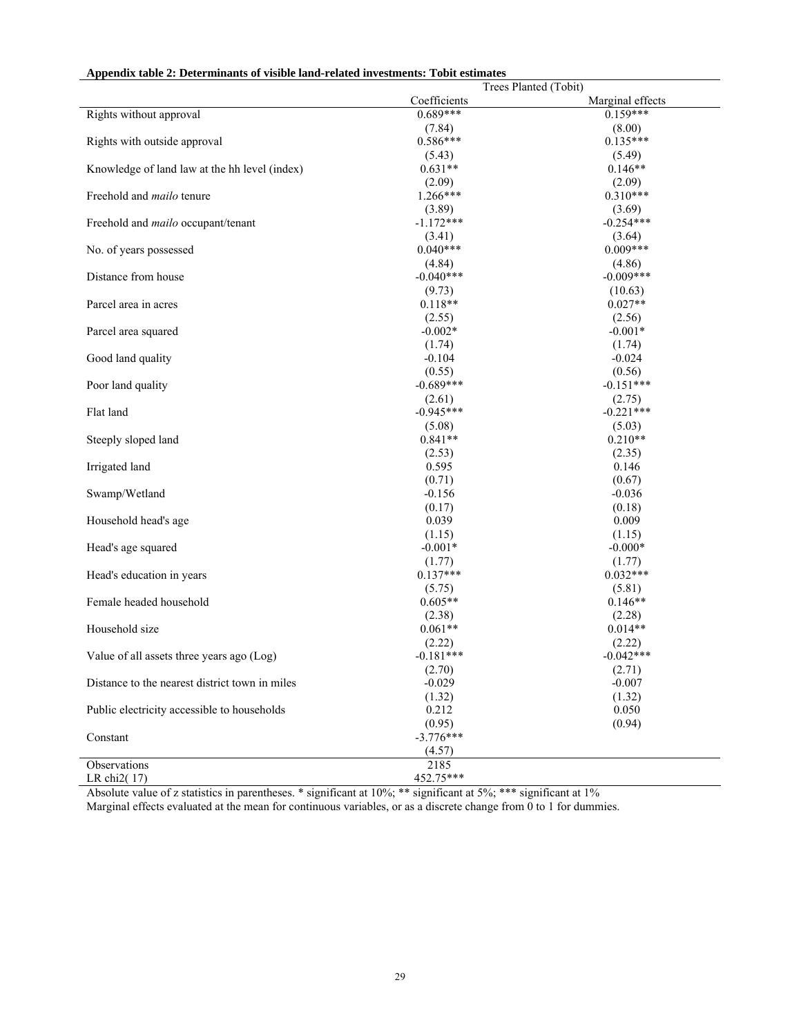**Appendix table 2: Determinants of visible land-related investments: Tobit estimates**

| | Trees Planted (Tobit) | |
|---|---|---|
| | Coefficients | Marginal effects |
| Rights without approval | 0.689*** | 0.159*** |
| | (7.84) | (8.00) |
| Rights with outside approval | 0.586*** | 0.135*** |
| | (5.43) | (5.49) |
| Knowledge of land law at the hh level (index) | 0.631** | 0.146** |
| | (2.09) | (2.09) |
| Freehold and *mailo* tenure | 1.266*** | 0.310*** |
| | (3.89) | (3.69) |
| Freehold and *mailo* occupant/tenant | -1.172*** | -0.254*** |
| | (3.41) | (3.64) |
| No. of years possessed | 0.040*** | 0.009*** |
| | (4.84) | (4.86) |
| Distance from house | -0.040*** | -0.009*** |
| | (9.73) | (10.63) |
| Parcel area in acres | 0.118** | 0.027** |
| | (2.55) | (2.56) |
| Parcel area squared | -0.002* | -0.001* |
| | (1.74) | (1.74) |
| Good land quality | -0.104 | -0.024 |
| | (0.55) | (0.56) |
| Poor land quality | -0.689*** | -0.151*** |
| | (2.61) | (2.75) |
| Flat land | -0.945*** | -0.221*** |
| | (5.08) | (5.03) |
| Steeply sloped land | 0.841** | 0.210** |
| | (2.53) | (2.35) |
| Irrigated land | 0.595 | 0.146 |
| | (0.71) | (0.67) |
| Swamp/Wetland | -0.156 | -0.036 |
| | (0.17) | (0.18) |
| Household head's age | 0.039 | 0.009 |
| | (1.15) | (1.15) |
| Head's age squared | -0.001* | -0.000* |
| | (1.77) | (1.77) |
| Head's education in years | 0.137*** | 0.032*** |
| | (5.75) | (5.81) |
| Female headed household | 0.605** | 0.146** |
| | (2.38) | (2.28) |
| Household size | 0.061** | 0.014** |
| | (2.22) | (2.22) |
| Value of all assets three years ago (Log) | -0.181*** | -0.042*** |
| | (2.70) | (2.71) |
| Distance to the nearest district town in miles | -0.029 | -0.007 |
| | (1.32) | (1.32) |
| Public electricity accessible to households | 0.212 | 0.050 |
| | (0.95) | (0.94) |
| Constant | -3.776*** | |
| | (4.57) | |
| Observations | 2185 | |
| LR chi2( 17) | 452.75*** | |

Absolute value of z statistics in parentheses. * significant at 10%; ** significant at 5%; *** significant at 1%
Marginal effects evaluated at the mean for continuous variables, or as a discrete change from 0 to 1 for dummies.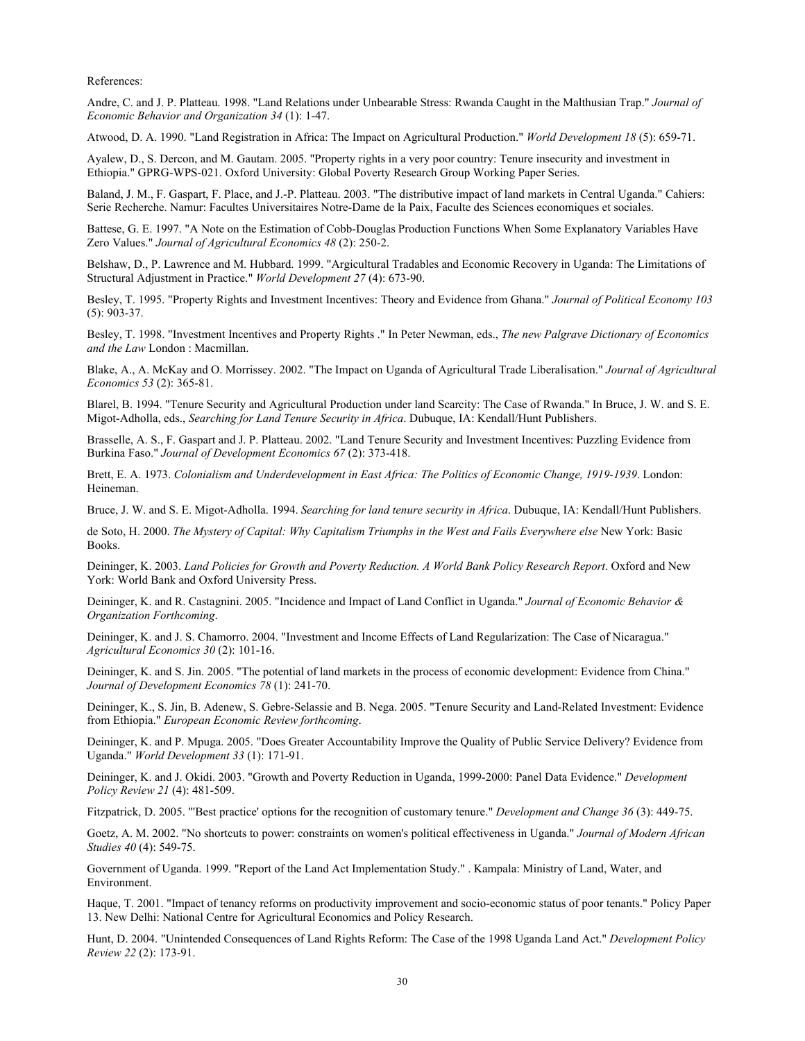References:

Andre, C. and J. P. Platteau. 1998. "Land Relations under Unbearable Stress: Rwanda Caught in the Malthusian Trap." *Journal of Economic Behavior and Organization 34* (1): 1-47.

Atwood, D. A. 1990. "Land Registration in Africa: The Impact on Agricultural Production." *World Development 18* (5): 659-71.

Ayalew, D., S. Dercon, and M. Gautam. 2005. "Property rights in a very poor country: Tenure insecurity and investment in Ethiopia." GPRG-WPS-021. Oxford University: Global Poverty Research Group Working Paper Series.

Baland, J. M., F. Gaspart, F. Place, and J.-P. Platteau. 2003. "The distributive impact of land markets in Central Uganda." Cahiers: Serie Recherche. Namur: Facultes Universitaires Notre-Dame de la Paix, Faculte des Sciences economiques et sociales.

Battese, G. E. 1997. "A Note on the Estimation of Cobb-Douglas Production Functions When Some Explanatory Variables Have Zero Values." *Journal of Agricultural Economics 48* (2): 250-2.

Belshaw, D., P. Lawrence and M. Hubbard. 1999. "Agricultural Tradables and Economic Recovery in Uganda: The Limitations of Structural Adjustment in Practice." *World Development 27* (4): 673-90.

Besley, T. 1995. "Property Rights and Investment Incentives: Theory and Evidence from Ghana." *Journal of Political Economy 103* (5): 903-37.

Besley, T. 1998. "Investment Incentives and Property Rights ." In Peter Newman, eds., *The new Palgrave Dictionary of Economics and the Law* London : Macmillan.

Blake, A., A. McKay and O. Morrissey. 2002. "The Impact on Uganda of Agricultural Trade Liberalisation." *Journal of Agricultural Economics 53* (2): 365-81.

Blarel, B. 1994. "Tenure Security and Agricultural Production under land Scarcity: The Case of Rwanda." In Bruce, J. W. and S. E. Migot-Adholla, eds., *Searching for Land Tenure Security in Africa*. Dubuque, IA: Kendall/Hunt Publishers.

Brasselle, A. S., F. Gaspart and J. P. Platteau. 2002. "Land Tenure Security and Investment Incentives: Puzzling Evidence from Burkina Faso." *Journal of Development Economics 67* (2): 373-418.

Brett, E. A. 1973. *Colonialism and Underdevelopment in East Africa: The Politics of Economic Change, 1919-1939*. London: Heineman.

Bruce, J. W. and S. E. Migot-Adholla. 1994. *Searching for land tenure security in Africa*. Dubuque, IA: Kendall/Hunt Publishers.

de Soto, H. 2000. *The Mystery of Capital: Why Capitalism Triumphs in the West and Fails Everywhere else* New York: Basic Books.

Deininger, K. 2003. *Land Policies for Growth and Poverty Reduction. A World Bank Policy Research Report*. Oxford and New York: World Bank and Oxford University Press.

Deininger, K. and R. Castagnini. 2005. "Incidence and Impact of Land Conflict in Uganda." *Journal of Economic Behavior & Organization Forthcoming*.

Deininger, K. and J. S. Chamorro. 2004. "Investment and Income Effects of Land Regularization: The Case of Nicaragua." *Agricultural Economics 30* (2): 101-16.

Deininger, K. and S. Jin. 2005. "The potential of land markets in the process of economic development: Evidence from China." *Journal of Development Economics 78* (1): 241-70.

Deininger, K., S. Jin, B. Adenew, S. Gebre-Selassie and B. Nega. 2005. "Tenure Security and Land-Related Investment: Evidence from Ethiopia." *European Economic Review forthcoming*.

Deininger, K. and P. Mpuga. 2005. "Does Greater Accountability Improve the Quality of Public Service Delivery? Evidence from Uganda." *World Development 33* (1): 171-91.

Deininger, K. and J. Okidi. 2003. "Growth and Poverty Reduction in Uganda, 1999-2000: Panel Data Evidence." *Development Policy Review 21* (4): 481-509.

Fitzpatrick, D. 2005. "'Best practice' options for the recognition of customary tenure." *Development and Change 36* (3): 449-75.

Goetz, A. M. 2002. "No shortcuts to power: constraints on women's political effectiveness in Uganda." *Journal of Modern African Studies 40* (4): 549-75.

Government of Uganda. 1999. "Report of the Land Act Implementation Study." . Kampala: Ministry of Land, Water, and Environment.

Haque, T. 2001. "Impact of tenancy reforms on productivity improvement and socio-economic status of poor tenants." Policy Paper 13. New Delhi: National Centre for Agricultural Economics and Policy Research.

Hunt, D. 2004. "Unintended Consequences of Land Rights Reform: The Case of the 1998 Uganda Land Act." *Development Policy Review 22* (2): 173-91.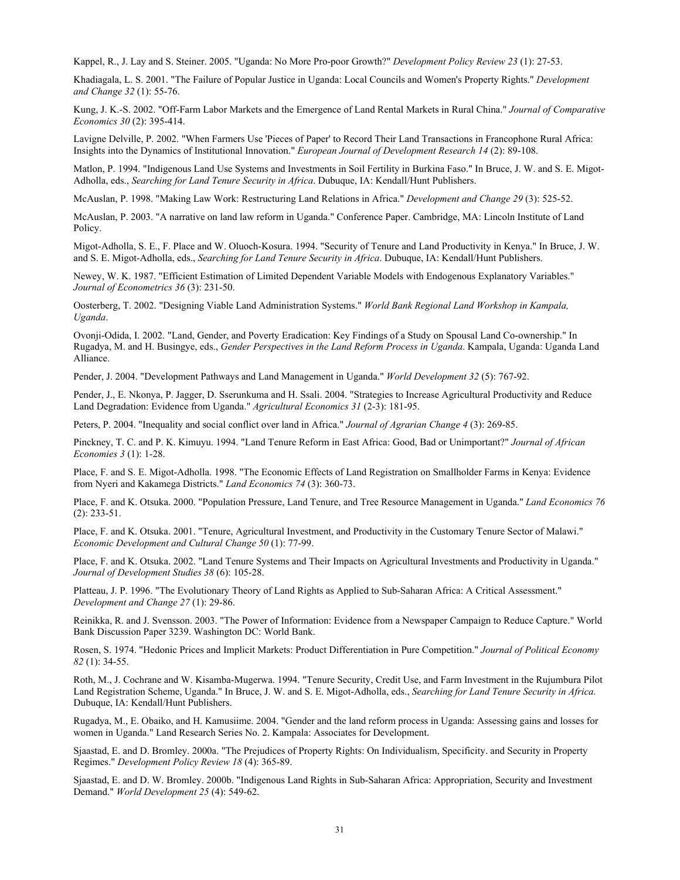Kappel, R., J. Lay and S. Steiner. 2005. "Uganda: No More Pro-poor Growth?" *Development Policy Review 23* (1): 27-53.

Khadiagala, L. S. 2001. "The Failure of Popular Justice in Uganda: Local Councils and Women's Property Rights." *Development and Change 32* (1): 55-76.

Kung, J. K.-S. 2002. "Off-Farm Labor Markets and the Emergence of Land Rental Markets in Rural China." *Journal of Comparative Economics 30* (2): 395-414.

Lavigne Delville, P. 2002. "When Farmers Use 'Pieces of Paper' to Record Their Land Transactions in Francophone Rural Africa: Insights into the Dynamics of Institutional Innovation." *European Journal of Development Research 14* (2): 89-108.

Matlon, P. 1994. "Indigenous Land Use Systems and Investments in Soil Fertility in Burkina Faso." In Bruce, J. W. and S. E. Migot-Adholla, eds., *Searching for Land Tenure Security in Africa*. Dubuque, IA: Kendall/Hunt Publishers.

McAuslan, P. 1998. "Making Law Work: Restructuring Land Relations in Africa." *Development and Change 29* (3): 525-52.

McAuslan, P. 2003. "A narrative on land law reform in Uganda." Conference Paper. Cambridge, MA: Lincoln Institute of Land Policy.

Migot-Adholla, S. E., F. Place and W. Oluoch-Kosura. 1994. "Security of Tenure and Land Productivity in Kenya." In Bruce, J. W. and S. E. Migot-Adholla, eds., *Searching for Land Tenure Security in Africa*. Dubuque, IA: Kendall/Hunt Publishers.

Newey, W. K. 1987. "Efficient Estimation of Limited Dependent Variable Models with Endogenous Explanatory Variables." *Journal of Econometrics 36* (3): 231-50.

Oosterberg, T. 2002. "Designing Viable Land Administration Systems." *World Bank Regional Land Workshop in Kampala, Uganda*.

Ovonji-Odida, I. 2002. "Land, Gender, and Poverty Eradication: Key Findings of a Study on Spousal Land Co-ownership." In Rugadya, M. and H. Busingye, eds., *Gender Perspectives in the Land Reform Process in Uganda*. Kampala, Uganda: Uganda Land Alliance.

Pender, J. 2004. "Development Pathways and Land Management in Uganda." *World Development 32* (5): 767-92.

Pender, J., E. Nkonya, P. Jagger, D. Sserunkuma and H. Ssali. 2004. "Strategies to Increase Agricultural Productivity and Reduce Land Degradation: Evidence from Uganda." *Agricultural Economics 31* (2-3): 181-95.

Peters, P. 2004. "Inequality and social conflict over land in Africa." *Journal of Agrarian Change 4* (3): 269-85.

Pinckney, T. C. and P. K. Kimuyu. 1994. "Land Tenure Reform in East Africa: Good, Bad or Unimportant?" *Journal of African Economies 3* (1): 1-28.

Place, F. and S. E. Migot-Adholla. 1998. "The Economic Effects of Land Registration on Smallholder Farms in Kenya: Evidence from Nyeri and Kakamega Districts." *Land Economics 74* (3): 360-73.

Place, F. and K. Otsuka. 2000. "Population Pressure, Land Tenure, and Tree Resource Management in Uganda." *Land Economics 76* (2): 233-51.

Place, F. and K. Otsuka. 2001. "Tenure, Agricultural Investment, and Productivity in the Customary Tenure Sector of Malawi." *Economic Development and Cultural Change 50* (1): 77-99.

Place, F. and K. Otsuka. 2002. "Land Tenure Systems and Their Impacts on Agricultural Investments and Productivity in Uganda." *Journal of Development Studies 38* (6): 105-28.

Platteau, J. P. 1996. "The Evolutionary Theory of Land Rights as Applied to Sub-Saharan Africa: A Critical Assessment." *Development and Change 27* (1): 29-86.

Reinikka, R. and J. Svensson. 2003. "The Power of Information: Evidence from a Newspaper Campaign to Reduce Capture." World Bank Discussion Paper 3239. Washington DC: World Bank.

Rosen, S. 1974. "Hedonic Prices and Implicit Markets: Product Differentiation in Pure Competition." *Journal of Political Economy 82* (1): 34-55.

Roth, M., J. Cochrane and W. Kisamba-Mugerwa. 1994. "Tenure Security, Credit Use, and Farm Investment in the Rujumbura Pilot Land Registration Scheme, Uganda." In Bruce, J. W. and S. E. Migot-Adholla, eds., *Searching for Land Tenure Security in Africa*. Dubuque, IA: Kendall/Hunt Publishers.

Rugadya, M., E. Obaiko, and H. Kamusiime. 2004. "Gender and the land reform process in Uganda: Assessing gains and losses for women in Uganda." Land Research Series No. 2. Kampala: Associates for Development.

Sjaastad, E. and D. Bromley. 2000a. "The Prejudices of Property Rights: On Individualism, Specificity. and Security in Property Regimes." *Development Policy Review 18* (4): 365-89.

Sjaastad, E. and D. W. Bromley. 2000b. "Indigenous Land Rights in Sub-Saharan Africa: Appropriation, Security and Investment Demand." *World Development 25* (4): 549-62.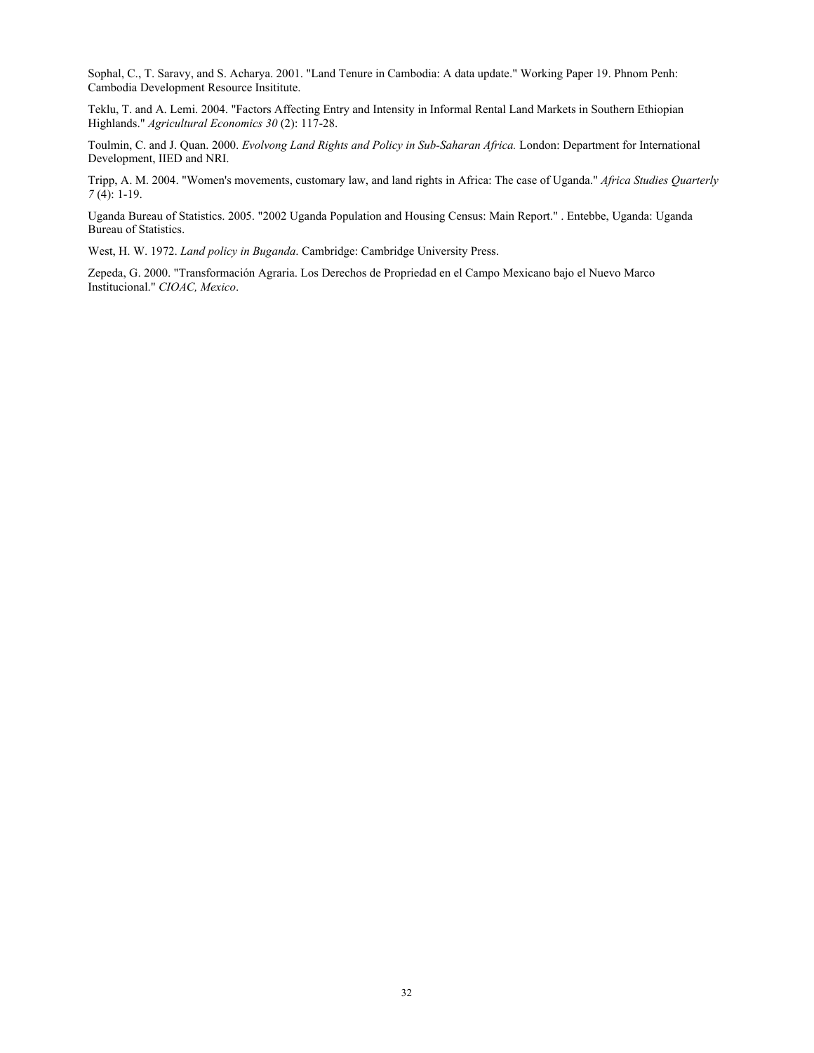Sophal, C., T. Saravy, and S. Acharya. 2001. "Land Tenure in Cambodia: A data update." Working Paper 19. Phnom Penh: Cambodia Development Resource Insititute.

Teklu, T. and A. Lemi. 2004. "Factors Affecting Entry and Intensity in Informal Rental Land Markets in Southern Ethiopian Highlands." *Agricultural Economics 30* (2): 117-28.

Toulmin, C. and J. Quan. 2000. *Evolvong Land Rights and Policy in Sub-Saharan Africa.* London: Department for International Development, IIED and NRI.

Tripp, A. M. 2004. "Women's movements, customary law, and land rights in Africa: The case of Uganda." *Africa Studies Quarterly 7* (4): 1-19.

Uganda Bureau of Statistics. 2005. "2002 Uganda Population and Housing Census: Main Report." . Entebbe, Uganda: Uganda Bureau of Statistics.

West, H. W. 1972. *Land policy in Buganda*. Cambridge: Cambridge University Press.

Zepeda, G. 2000. "Transformación Agraria. Los Derechos de Propriedad en el Campo Mexicano bajo el Nuevo Marco Institucional." *CIOAC, Mexico*.